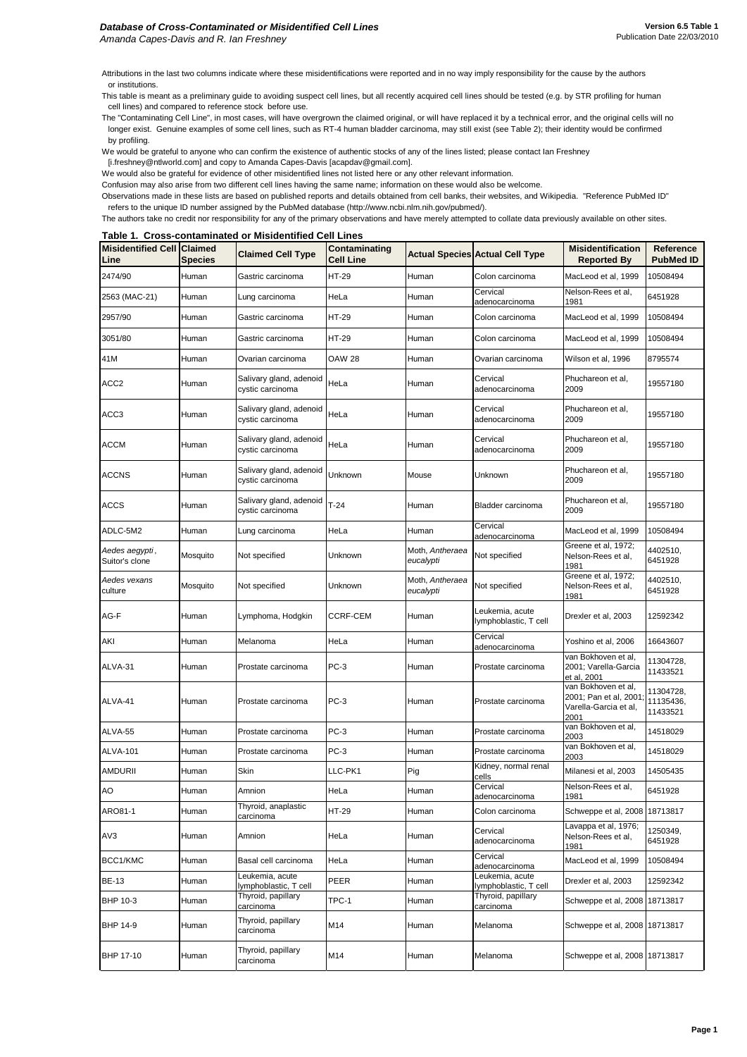# Database of Cross-Contaminated or Misidentified Cell Lines

*Amanda Capes-Davis and R. Ian Freshney*

**Version 6.5 Table 1**
Publication Date 22/03/2010

Attributions in the last two columns indicate where these misidentifications were reported and in no way imply responsibility for the cause by the authors or institutions.

This table is meant as a preliminary guide to avoiding suspect cell lines, but all recently acquired cell lines should be tested (e.g. by STR profiling for human cell lines) and compared to reference stock before use.

The "Contaminating Cell Line", in most cases, will have overgrown the claimed original, or will have replaced it by a technical error, and the original cells will no longer exist. Genuine examples of some cell lines, such as RT-4 human bladder carcinoma, may still exist (see Table 2); their identity would be confirmed by profiling.

We would be grateful to anyone who can confirm the existence of authentic stocks of any of the lines listed; please contact Ian Freshney [i.freshney@ntlworld.com] and copy to Amanda Capes-Davis [acapdav@gmail.com].

We would also be grateful for evidence of other misidentified lines not listed here or any other relevant information.

Confusion may also arise from two different cell lines having the same name; information on these would also be welcome.

Observations made in these lists are based on published reports and details obtained from cell banks, their websites, and Wikipedia. "Reference PubMed ID" refers to the unique ID number assigned by the PubMed database (http://www.ncbi.nlm.nih.gov/pubmed/).

The authors take no credit nor responsibility for any of the primary observations and have merely attempted to collate data previously available on other sites.

## Table 1. Cross-contaminated or Misidentified Cell Lines

| Misidentified Cell Line | Claimed Species | Claimed Cell Type | Contaminating Cell Line | Actual Species | Actual Cell Type | Misidentification Reported By | Reference PubMed ID |
|---|---|---|---|---|---|---|---|
| 2474/90 | Human | Gastric carcinoma | HT-29 | Human | Colon carcinoma | MacLeod et al, 1999 | 10508494 |
| 2563 (MAC-21) | Human | Lung carcinoma | HeLa | Human | Cervical adenocarcinoma | Nelson-Rees et al, 1981 | 6451928 |
| 2957/90 | Human | Gastric carcinoma | HT-29 | Human | Colon carcinoma | MacLeod et al, 1999 | 10508494 |
| 3051/80 | Human | Gastric carcinoma | HT-29 | Human | Colon carcinoma | MacLeod et al, 1999 | 10508494 |
| 41M | Human | Ovarian carcinoma | OAW 28 | Human | Ovarian carcinoma | Wilson et al, 1996 | 8795574 |
| ACC2 | Human | Salivary gland, adenoid cystic carcinoma | HeLa | Human | Cervical adenocarcinoma | Phuchareon et al, 2009 | 19557180 |
| ACC3 | Human | Salivary gland, adenoid cystic carcinoma | HeLa | Human | Cervical adenocarcinoma | Phuchareon et al, 2009 | 19557180 |
| ACCM | Human | Salivary gland, adenoid cystic carcinoma | HeLa | Human | Cervical adenocarcinoma | Phuchareon et al, 2009 | 19557180 |
| ACCNS | Human | Salivary gland, adenoid cystic carcinoma | Unknown | Mouse | Unknown | Phuchareon et al, 2009 | 19557180 |
| ACCS | Human | Salivary gland, adenoid cystic carcinoma | T-24 | Human | Bladder carcinoma | Phuchareon et al, 2009 | 19557180 |
| ADLC-5M2 | Human | Lung carcinoma | HeLa | Human | Cervical adenocarcinoma | MacLeod et al, 1999 | 10508494 |
| *Aedes aegypti*, Suitor's clone | Mosquito | Not specified | Unknown | Moth, *Antheraea eucalypti* | Not specified | Greene et al, 1972; Nelson-Rees et al, 1981 | 4402510, 6451928 |
| *Aedes vexans* culture | Mosquito | Not specified | Unknown | Moth, *Antheraea eucalypti* | Not specified | Greene et al, 1972; Nelson-Rees et al, 1981 | 4402510, 6451928 |
| AG-F | Human | Lymphoma, Hodgkin | CCRF-CEM | Human | Leukemia, acute lymphoblastic, T cell | Drexler et al, 2003 | 12592342 |
| AKI | Human | Melanoma | HeLa | Human | Cervical adenocarcinoma | Yoshino et al, 2006 | 16643607 |
| ALVA-31 | Human | Prostate carcinoma | PC-3 | Human | Prostate carcinoma | van Bokhoven et al, 2001; Varella-Garcia et al, 2001 | 11304728, 11433521 |
| ALVA-41 | Human | Prostate carcinoma | PC-3 | Human | Prostate carcinoma | van Bokhoven et al, 2001; Pan et al, 2001; Varella-Garcia et al, 2001 | 11304728, 11135436, 11433521 |
| ALVA-55 | Human | Prostate carcinoma | PC-3 | Human | Prostate carcinoma | van Bokhoven et al, 2003 | 14518029 |
| ALVA-101 | Human | Prostate carcinoma | PC-3 | Human | Prostate carcinoma | van Bokhoven et al, 2003 | 14518029 |
| AMDURII | Human | Skin | LLC-PK1 | Pig | Kidney, normal renal cells | Milanesi et al, 2003 | 14505435 |
| AO | Human | Amnion | HeLa | Human | Cervical adenocarcinoma | Nelson-Rees et al, 1981 | 6451928 |
| ARO81-1 | Human | Thyroid, anaplastic carcinoma | HT-29 | Human | Colon carcinoma | Schweppe et al, 2008 | 18713817 |
| AV3 | Human | Amnion | HeLa | Human | Cervical adenocarcinoma | Lavappa et al, 1976; Nelson-Rees et al, 1981 | 1250349, 6451928 |
| BCC1/KMC | Human | Basal cell carcinoma | HeLa | Human | Cervical adenocarcinoma | MacLeod et al, 1999 | 10508494 |
| BE-13 | Human | Leukemia, acute lymphoblastic, T cell | PEER | Human | Leukemia, acute lymphoblastic, T cell | Drexler et al, 2003 | 12592342 |
| BHP 10-3 | Human | Thyroid, papillary carcinoma | TPC-1 | Human | Thyroid, papillary carcinoma | Schweppe et al, 2008 | 18713817 |
| BHP 14-9 | Human | Thyroid, papillary carcinoma | M14 | Human | Melanoma | Schweppe et al, 2008 | 18713817 |
| BHP 17-10 | Human | Thyroid, papillary carcinoma | M14 | Human | Melanoma | Schweppe et al, 2008 | 18713817 |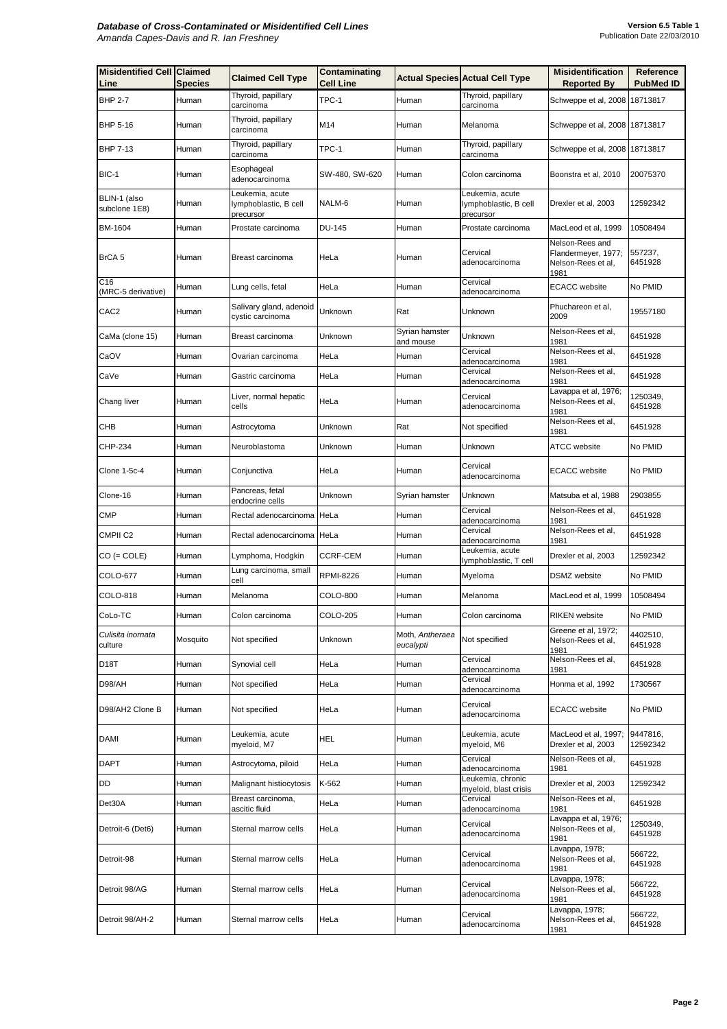| Misidentified Cell Line | Claimed Species | Claimed Cell Type | Contaminating Cell Line | Actual Species | Actual Cell Type | Misidentification Reported By | Reference PubMed ID |
|---|---|---|---|---|---|---|---|
| BHP 2-7 | Human | Thyroid, papillary carcinoma | TPC-1 | Human | Thyroid, papillary carcinoma | Schweppe et al, 2008 | 18713817 |
| BHP 5-16 | Human | Thyroid, papillary carcinoma | M14 | Human | Melanoma | Schweppe et al, 2008 | 18713817 |
| BHP 7-13 | Human | Thyroid, papillary carcinoma | TPC-1 | Human | Thyroid, papillary carcinoma | Schweppe et al, 2008 | 18713817 |
| BIC-1 | Human | Esophageal adenocarcinoma | SW-480, SW-620 | Human | Colon carcinoma | Boonstra et al, 2010 | 20075370 |
| BLIN-1 (also subclone 1E8) | Human | Leukemia, acute lymphoblastic, B cell precursor | NALM-6 | Human | Leukemia, acute lymphoblastic, B cell precursor | Drexler et al, 2003 | 12592342 |
| BM-1604 | Human | Prostate carcinoma | DU-145 | Human | Prostate carcinoma | MacLeod et al, 1999 | 10508494 |
| BrCA 5 | Human | Breast carcinoma | HeLa | Human | Cervical adenocarcinoma | Nelson-Rees and Flandermeyer, 1977; Nelson-Rees et al, 1981 | 557237, 6451928 |
| C16 (MRC-5 derivative) | Human | Lung cells, fetal | HeLa | Human | Cervical adenocarcinoma | ECACC website | No PMID |
| CAC2 | Human | Salivary gland, adenoid cystic carcinoma | Unknown | Rat | Unknown | Phuchareon et al, 2009 | 19557180 |
| CaMa (clone 15) | Human | Breast carcinoma | Unknown | Syrian hamster and mouse | Unknown | Nelson-Rees et al, 1981 | 6451928 |
| CaOV | Human | Ovarian carcinoma | HeLa | Human | Cervical adenocarcinoma | Nelson-Rees et al, 1981 | 6451928 |
| CaVe | Human | Gastric carcinoma | HeLa | Human | Cervical adenocarcinoma | Nelson-Rees et al, 1981 | 6451928 |
| Chang liver | Human | Liver, normal hepatic cells | HeLa | Human | Cervical adenocarcinoma | Lavappa et al, 1976; Nelson-Rees et al, 1981 | 1250349, 6451928 |
| CHB | Human | Astrocytoma | Unknown | Rat | Not specified | Nelson-Rees et al, 1981 | 6451928 |
| CHP-234 | Human | Neuroblastoma | Unknown | Human | Unknown | ATCC website | No PMID |
| Clone 1-5c-4 | Human | Conjunctiva | HeLa | Human | Cervical adenocarcinoma | ECACC website | No PMID |
| Clone-16 | Human | Pancreas, fetal endocrine cells | Unknown | Syrian hamster | Unknown | Matsuba et al, 1988 | 2903855 |
| CMP | Human | Rectal adenocarcinoma | HeLa | Human | Cervical adenocarcinoma | Nelson-Rees et al, 1981 | 6451928 |
| CMPII C2 | Human | Rectal adenocarcinoma | HeLa | Human | Cervical adenocarcinoma | Nelson-Rees et al, 1981 | 6451928 |
| CO (= COLE) | Human | Lymphoma, Hodgkin | CCRF-CEM | Human | Leukemia, acute lymphoblastic, T cell | Drexler et al, 2003 | 12592342 |
| COLO-677 | Human | Lung carcinoma, small cell | RPMI-8226 | Human | Myeloma | DSMZ website | No PMID |
| COLO-818 | Human | Melanoma | COLO-800 | Human | Melanoma | MacLeod et al, 1999 | 10508494 |
| CoLo-TC | Human | Colon carcinoma | COLO-205 | Human | Colon carcinoma | RIKEN website | No PMID |
| *Culisita inornata* culture | Mosquito | Not specified | Unknown | Moth, *Antheraea eucalypti* | Not specified | Greene et al, 1972; Nelson-Rees et al, 1981 | 4402510, 6451928 |
| D18T | Human | Synovial cell | HeLa | Human | Cervical adenocarcinoma | Nelson-Rees et al, 1981 | 6451928 |
| D98/AH | Human | Not specified | HeLa | Human | Cervical adenocarcinoma | Honma et al, 1992 | 1730567 |
| D98/AH2 Clone B | Human | Not specified | HeLa | Human | Cervical adenocarcinoma | ECACC website | No PMID |
| DAMI | Human | Leukemia, acute myeloid, M7 | HEL | Human | Leukemia, acute myeloid, M6 | MacLeod et al, 1997; Drexler et al, 2003 | 9447816, 12592342 |
| DAPT | Human | Astrocytoma, piloid | HeLa | Human | Cervical adenocarcinoma | Nelson-Rees et al, 1981 | 6451928 |
| DD | Human | Malignant histiocytosis | K-562 | Human | Leukemia, chronic myeloid, blast crisis | Drexler et al, 2003 | 12592342 |
| Det30A | Human | Breast carcinoma, ascitic fluid | HeLa | Human | Cervical adenocarcinoma | Nelson-Rees et al, 1981 | 6451928 |
| Detroit-6 (Det6) | Human | Sternal marrow cells | HeLa | Human | Cervical adenocarcinoma | Lavappa et al, 1976; Nelson-Rees et al, 1981 | 1250349, 6451928 |
| Detroit-98 | Human | Sternal marrow cells | HeLa | Human | Cervical adenocarcinoma | Lavappa, 1978; Nelson-Rees et al, 1981 | 566722, 6451928 |
| Detroit 98/AG | Human | Sternal marrow cells | HeLa | Human | Cervical adenocarcinoma | Lavappa, 1978; Nelson-Rees et al, 1981 | 566722, 6451928 |
| Detroit 98/AH-2 | Human | Sternal marrow cells | HeLa | Human | Cervical adenocarcinoma | Lavappa, 1978; Nelson-Rees et al, 1981 | 566722, 6451928 |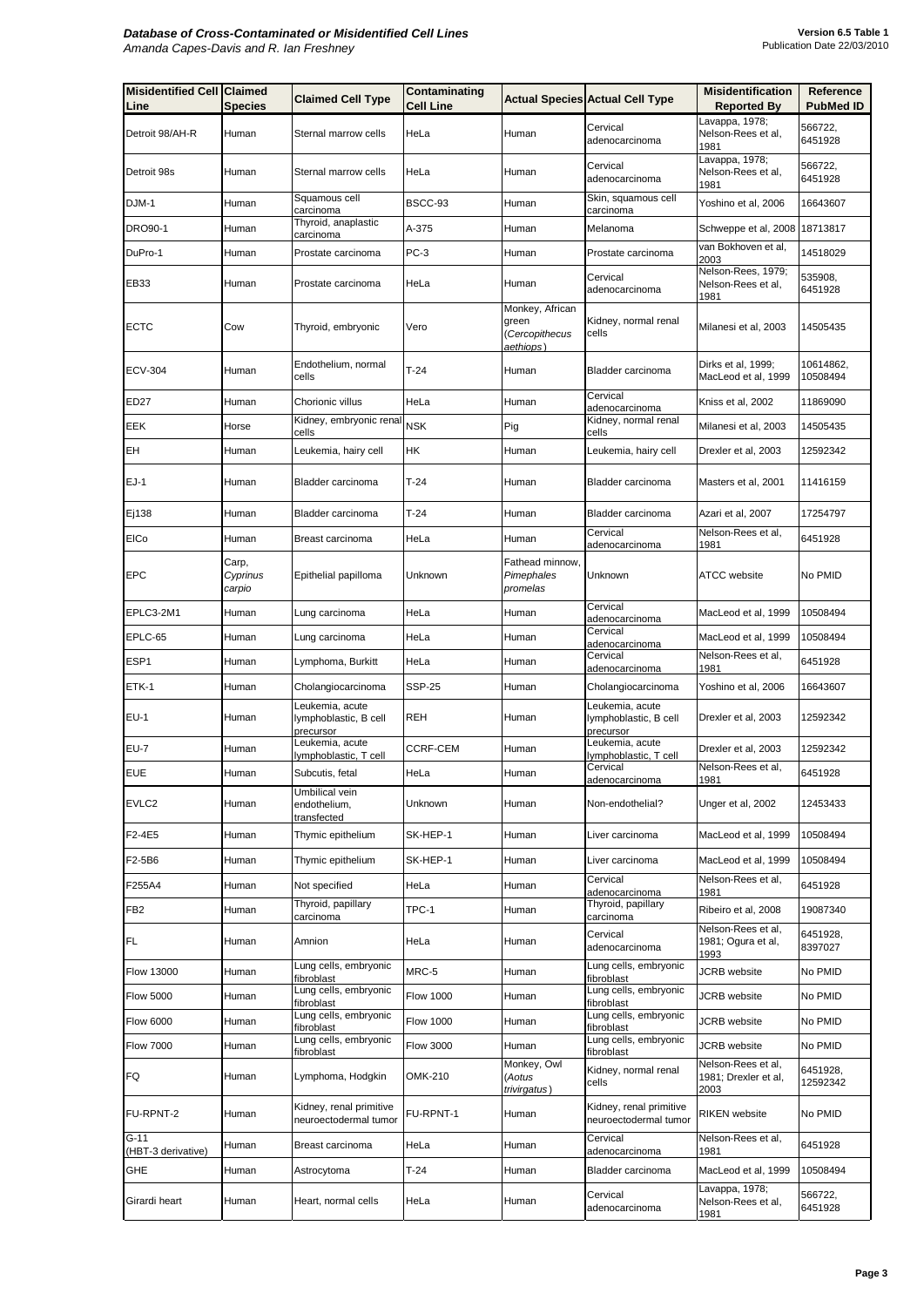| Misidentified Cell Line | Claimed Species | Claimed Cell Type | Contaminating Cell Line | Actual Species | Actual Cell Type | Misidentification Reported By | Reference PubMed ID |
|---|---|---|---|---|---|---|---|
| Detroit 98/AH-R | Human | Sternal marrow cells | HeLa | Human | Cervical adenocarcinoma | Lavappa, 1978; Nelson-Rees et al, 1981 | 566722, 6451928 |
| Detroit 98s | Human | Sternal marrow cells | HeLa | Human | Cervical adenocarcinoma | Lavappa, 1978; Nelson-Rees et al, 1981 | 566722, 6451928 |
| DJM-1 | Human | Squamous cell carcinoma | BSCC-93 | Human | Skin, squamous cell carcinoma | Yoshino et al, 2006 | 16643607 |
| DRO90-1 | Human | Thyroid, anaplastic carcinoma | A-375 | Human | Melanoma | Schweppe et al, 2008 | 18713817 |
| DuPro-1 | Human | Prostate carcinoma | PC-3 | Human | Prostate carcinoma | van Bokhoven et al, 2003 | 14518029 |
| EB33 | Human | Prostate carcinoma | HeLa | Human | Cervical adenocarcinoma | Nelson-Rees, 1979; Nelson-Rees et al, 1981 | 535908, 6451928 |
| ECTC | Cow | Thyroid, embryonic | Vero | Monkey, African green (*Cercopithecus aethiops*) | Kidney, normal renal cells | Milanesi et al, 2003 | 14505435 |
| ECV-304 | Human | Endothelium, normal cells | T-24 | Human | Bladder carcinoma | Dirks et al, 1999; MacLeod et al, 1999 | 10614862, 10508494 |
| ED27 | Human | Chorionic villus | HeLa | Human | Cervical adenocarcinoma | Kniss et al, 2002 | 11869090 |
| EEK | Horse | Kidney, embryonic renal cells | NSK | Pig | Kidney, normal renal cells | Milanesi et al, 2003 | 14505435 |
| EH | Human | Leukemia, hairy cell | HK | Human | Leukemia, hairy cell | Drexler et al, 2003 | 12592342 |
| EJ-1 | Human | Bladder carcinoma | T-24 | Human | Bladder carcinoma | Masters et al, 2001 | 11416159 |
| Ej138 | Human | Bladder carcinoma | T-24 | Human | Bladder carcinoma | Azari et al, 2007 | 17254797 |
| ElCo | Human | Breast carcinoma | HeLa | Human | Cervical adenocarcinoma | Nelson-Rees et al, 1981 | 6451928 |
| EPC | Carp, *Cyprinus carpio* | Epithelial papilloma | Unknown | Fathead minnow, *Pimephales promelas* | Unknown | ATCC website | No PMID |
| EPLC3-2M1 | Human | Lung carcinoma | HeLa | Human | Cervical adenocarcinoma | MacLeod et al, 1999 | 10508494 |
| EPLC-65 | Human | Lung carcinoma | HeLa | Human | Cervical adenocarcinoma | MacLeod et al, 1999 | 10508494 |
| ESP1 | Human | Lymphoma, Burkitt | HeLa | Human | Cervical adenocarcinoma | Nelson-Rees et al, 1981 | 6451928 |
| ETK-1 | Human | Cholangiocarcinoma | SSP-25 | Human | Cholangiocarcinoma | Yoshino et al, 2006 | 16643607 |
| EU-1 | Human | Leukemia, acute lymphoblastic, B cell precursor | REH | Human | Leukemia, acute lymphoblastic, B cell precursor | Drexler et al, 2003 | 12592342 |
| EU-7 | Human | Leukemia, acute lymphoblastic, T cell | CCRF-CEM | Human | Leukemia, acute lymphoblastic, T cell | Drexler et al, 2003 | 12592342 |
| EUE | Human | Subcutis, fetal | HeLa | Human | Cervical adenocarcinoma | Nelson-Rees et al, 1981 | 6451928 |
| EVLC2 | Human | Umbilical vein endothelium, transfected | Unknown | Human | Non-endothelial? | Unger et al, 2002 | 12453433 |
| F2-4E5 | Human | Thymic epithelium | SK-HEP-1 | Human | Liver carcinoma | MacLeod et al, 1999 | 10508494 |
| F2-5B6 | Human | Thymic epithelium | SK-HEP-1 | Human | Liver carcinoma | MacLeod et al, 1999 | 10508494 |
| F255A4 | Human | Not specified | HeLa | Human | Cervical adenocarcinoma | Nelson-Rees et al, 1981 | 6451928 |
| FB2 | Human | Thyroid, papillary carcinoma | TPC-1 | Human | Thyroid, papillary carcinoma | Ribeiro et al, 2008 | 19087340 |
| FL | Human | Amnion | HeLa | Human | Cervical adenocarcinoma | Nelson-Rees et al, 1981; Ogura et al, 1993 | 6451928, 8397027 |
| Flow 13000 | Human | Lung cells, embryonic fibroblast | MRC-5 | Human | Lung cells, embryonic fibroblast | JCRB website | No PMID |
| Flow 5000 | Human | Lung cells, embryonic fibroblast | Flow 1000 | Human | Lung cells, embryonic fibroblast | JCRB website | No PMID |
| Flow 6000 | Human | Lung cells, embryonic fibroblast | Flow 1000 | Human | Lung cells, embryonic fibroblast | JCRB website | No PMID |
| Flow 7000 | Human | Lung cells, embryonic fibroblast | Flow 3000 | Human | Lung cells, embryonic fibroblast | JCRB website | No PMID |
| FQ | Human | Lymphoma, Hodgkin | OMK-210 | Monkey, Owl (*Aotus trivirgatus*) | Kidney, normal renal cells | Nelson-Rees et al, 1981; Drexler et al, 2003 | 6451928, 12592342 |
| FU-RPNT-2 | Human | Kidney, renal primitive neuroectodermal tumor | FU-RPNT-1 | Human | Kidney, renal primitive neuroectodermal tumor | RIKEN website | No PMID |
| G-11 (HBT-3 derivative) | Human | Breast carcinoma | HeLa | Human | Cervical adenocarcinoma | Nelson-Rees et al, 1981 | 6451928 |
| GHE | Human | Astrocytoma | T-24 | Human | Bladder carcinoma | MacLeod et al, 1999 | 10508494 |
| Girardi heart | Human | Heart, normal cells | HeLa | Human | Cervical adenocarcinoma | Lavappa, 1978; Nelson-Rees et al, 1981 | 566722, 6451928 |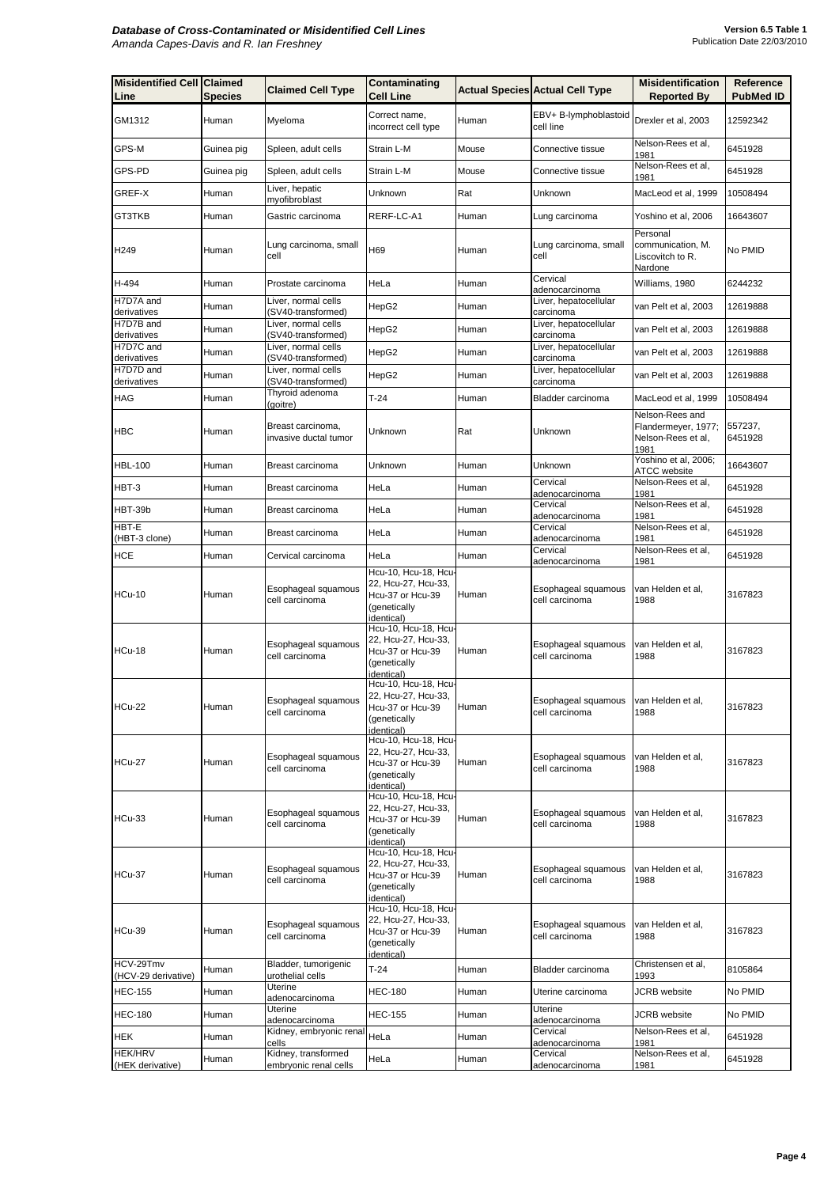| Misidentified Cell Line | Claimed Species | Claimed Cell Type | Contaminating Cell Line | Actual Species | Actual Cell Type | Misidentification Reported By | Reference PubMed ID |
|---|---|---|---|---|---|---|---|
| GM1312 | Human | Myeloma | Correct name, incorrect cell type | Human | EBV+ B-lymphoblastoid cell line | Drexler et al, 2003 | 12592342 |
| GPS-M | Guinea pig | Spleen, adult cells | Strain L-M | Mouse | Connective tissue | Nelson-Rees et al, 1981 | 6451928 |
| GPS-PD | Guinea pig | Spleen, adult cells | Strain L-M | Mouse | Connective tissue | Nelson-Rees et al, 1981 | 6451928 |
| GREF-X | Human | Liver, hepatic myofibroblast | Unknown | Rat | Unknown | MacLeod et al, 1999 | 10508494 |
| GT3TKB | Human | Gastric carcinoma | RERF-LC-A1 | Human | Lung carcinoma | Yoshino et al, 2006 | 16643607 |
| H249 | Human | Lung carcinoma, small cell | H69 | Human | Lung carcinoma, small cell | Personal communication, M. Liscovitch to R. Nardone | No PMID |
| H-494 | Human | Prostate carcinoma | HeLa | Human | Cervical adenocarcinoma | Williams, 1980 | 6244232 |
| H7D7A and derivatives | Human | Liver, normal cells (SV40-transformed) | HepG2 | Human | Liver, hepatocellular carcinoma | van Pelt et al, 2003 | 12619888 |
| H7D7B and derivatives | Human | Liver, normal cells (SV40-transformed) | HepG2 | Human | Liver, hepatocellular carcinoma | van Pelt et al, 2003 | 12619888 |
| H7D7C and derivatives | Human | Liver, normal cells (SV40-transformed) | HepG2 | Human | Liver, hepatocellular carcinoma | van Pelt et al, 2003 | 12619888 |
| H7D7D and derivatives | Human | Liver, normal cells (SV40-transformed) | HepG2 | Human | Liver, hepatocellular carcinoma | van Pelt et al, 2003 | 12619888 |
| HAG | Human | Thyroid adenoma (goitre) | T-24 | Human | Bladder carcinoma | MacLeod et al, 1999 | 10508494 |
| HBC | Human | Breast carcinoma, invasive ductal tumor | Unknown | Rat | Unknown | Nelson-Rees and Flandermeyer, 1977; Nelson-Rees et al, 1981 | 557237, 6451928 |
| HBL-100 | Human | Breast carcinoma | Unknown | Human | Unknown | Yoshino et al, 2006; ATCC website | 16643607 |
| HBT-3 | Human | Breast carcinoma | HeLa | Human | Cervical adenocarcinoma | Nelson-Rees et al, 1981 | 6451928 |
| HBT-39b | Human | Breast carcinoma | HeLa | Human | Cervical adenocarcinoma | Nelson-Rees et al, 1981 | 6451928 |
| HBT-E (HBT-3 clone) | Human | Breast carcinoma | HeLa | Human | Cervical adenocarcinoma | Nelson-Rees et al, 1981 | 6451928 |
| HCE | Human | Cervical carcinoma | HeLa | Human | Cervical adenocarcinoma | Nelson-Rees et al, 1981 | 6451928 |
| HCu-10 | Human | Esophageal squamous cell carcinoma | Hcu-10, Hcu-18, Hcu-22, Hcu-27, Hcu-33, Hcu-37 or Hcu-39 (genetically identical) | Human | Esophageal squamous cell carcinoma | van Helden et al, 1988 | 3167823 |
| HCu-18 | Human | Esophageal squamous cell carcinoma | Hcu-10, Hcu-18, Hcu-22, Hcu-27, Hcu-33, Hcu-37 or Hcu-39 (genetically identical) | Human | Esophageal squamous cell carcinoma | van Helden et al, 1988 | 3167823 |
| HCu-22 | Human | Esophageal squamous cell carcinoma | Hcu-10, Hcu-18, Hcu-22, Hcu-27, Hcu-33, Hcu-37 or Hcu-39 (genetically identical) | Human | Esophageal squamous cell carcinoma | van Helden et al, 1988 | 3167823 |
| HCu-27 | Human | Esophageal squamous cell carcinoma | Hcu-10, Hcu-18, Hcu-22, Hcu-27, Hcu-33, Hcu-37 or Hcu-39 (genetically identical) | Human | Esophageal squamous cell carcinoma | van Helden et al, 1988 | 3167823 |
| HCu-33 | Human | Esophageal squamous cell carcinoma | Hcu-10, Hcu-18, Hcu-22, Hcu-27, Hcu-33, Hcu-37 or Hcu-39 (genetically identical) | Human | Esophageal squamous cell carcinoma | van Helden et al, 1988 | 3167823 |
| HCu-37 | Human | Esophageal squamous cell carcinoma | Hcu-10, Hcu-18, Hcu-22, Hcu-27, Hcu-33, Hcu-37 or Hcu-39 (genetically identical) | Human | Esophageal squamous cell carcinoma | van Helden et al, 1988 | 3167823 |
| HCu-39 | Human | Esophageal squamous cell carcinoma | Hcu-10, Hcu-18, Hcu-22, Hcu-27, Hcu-33, Hcu-37 or Hcu-39 (genetically identical) | Human | Esophageal squamous cell carcinoma | van Helden et al, 1988 | 3167823 |
| HCV-29Tmv (HCV-29 derivative) | Human | Bladder, tumorigenic urothelial cells | T-24 | Human | Bladder carcinoma | Christensen et al, 1993 | 8105864 |
| HEC-155 | Human | Uterine adenocarcinoma | HEC-180 | Human | Uterine carcinoma | JCRB website | No PMID |
| HEC-180 | Human | Uterine adenocarcinoma | HEC-155 | Human | Uterine adenocarcinoma | JCRB website | No PMID |
| HEK | Human | Kidney, embryonic renal cells | HeLa | Human | Cervical adenocarcinoma | Nelson-Rees et al, 1981 | 6451928 |
| HEK/HRV (HEK derivative) | Human | Kidney, transformed embryonic renal cells | HeLa | Human | Cervical adenocarcinoma | Nelson-Rees et al, 1981 | 6451928 |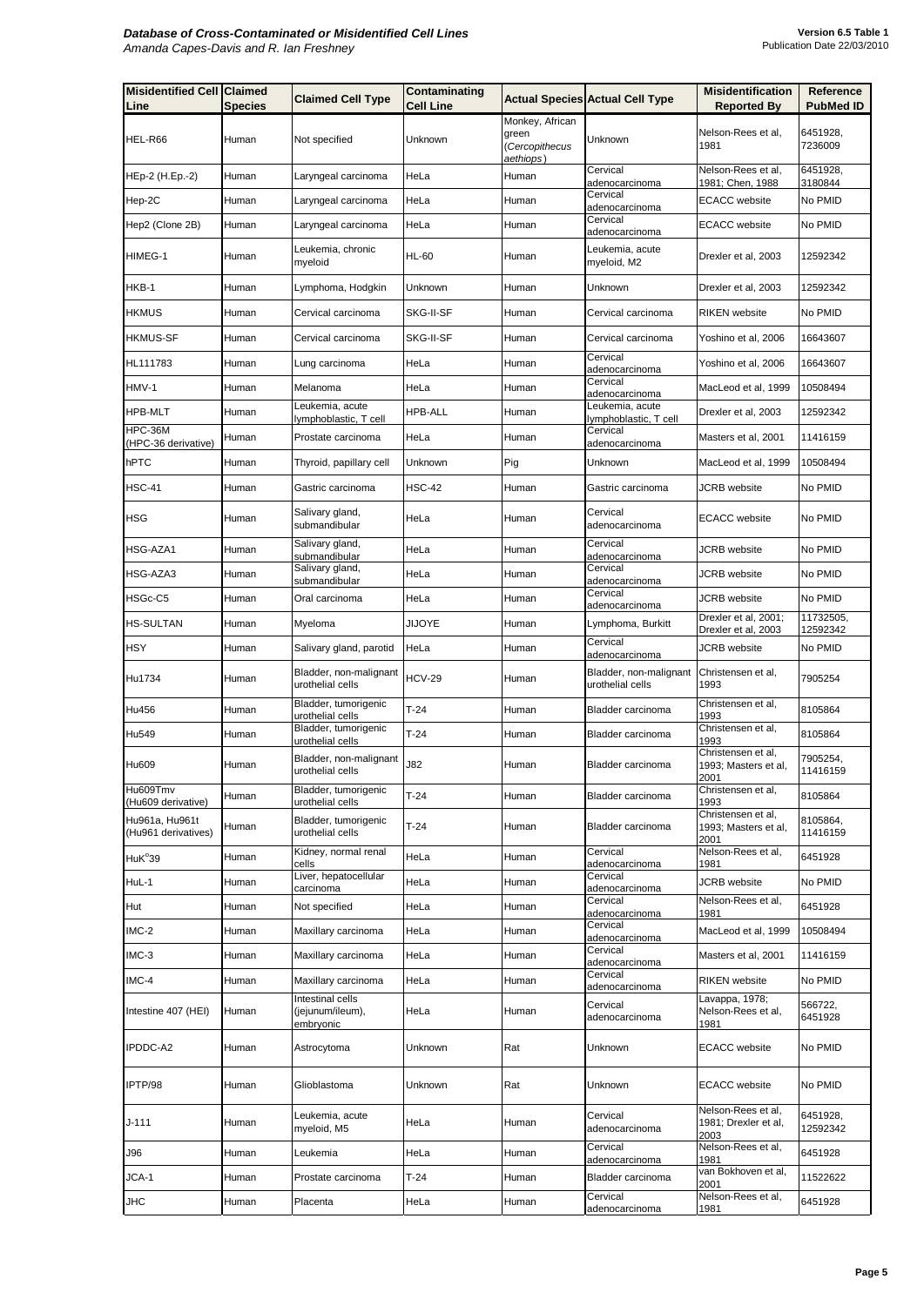| Misidentified Cell Line | Claimed Species | Claimed Cell Type | Contaminating Cell Line | Actual Species | Actual Cell Type | Misidentification Reported By | Reference PubMed ID |
|---|---|---|---|---|---|---|---|
| HEL-R66 | Human | Not specified | Unknown | Monkey, African green (*Cercopithecus aethiops*) | Unknown | Nelson-Rees et al, 1981 | 6451928, 7236009 |
| HEp-2 (H.Ep.-2) | Human | Laryngeal carcinoma | HeLa | Human | Cervical adenocarcinoma | Nelson-Rees et al, 1981; Chen, 1988 | 6451928, 3180844 |
| Hep-2C | Human | Laryngeal carcinoma | HeLa | Human | Cervical adenocarcinoma | ECACC website | No PMID |
| Hep2 (Clone 2B) | Human | Laryngeal carcinoma | HeLa | Human | Cervical adenocarcinoma | ECACC website | No PMID |
| HIMEG-1 | Human | Leukemia, chronic myeloid | HL-60 | Human | Leukemia, acute myeloid, M2 | Drexler et al, 2003 | 12592342 |
| HKB-1 | Human | Lymphoma, Hodgkin | Unknown | Human | Unknown | Drexler et al, 2003 | 12592342 |
| HKMUS | Human | Cervical carcinoma | SKG-II-SF | Human | Cervical carcinoma | RIKEN website | No PMID |
| HKMUS-SF | Human | Cervical carcinoma | SKG-II-SF | Human | Cervical carcinoma | Yoshino et al, 2006 | 16643607 |
| HL111783 | Human | Lung carcinoma | HeLa | Human | Cervical adenocarcinoma | Yoshino et al, 2006 | 16643607 |
| HMV-1 | Human | Melanoma | HeLa | Human | Cervical adenocarcinoma | MacLeod et al, 1999 | 10508494 |
| HPB-MLT | Human | Leukemia, acute lymphoblastic, T cell | HPB-ALL | Human | Leukemia, acute lymphoblastic, T cell | Drexler et al, 2003 | 12592342 |
| HPC-36M (HPC-36 derivative) | Human | Prostate carcinoma | HeLa | Human | Cervical adenocarcinoma | Masters et al, 2001 | 11416159 |
| hPTC | Human | Thyroid, papillary cell | Unknown | Pig | Unknown | MacLeod et al, 1999 | 10508494 |
| HSC-41 | Human | Gastric carcinoma | HSC-42 | Human | Gastric carcinoma | JCRB website | No PMID |
| HSG | Human | Salivary gland, submandibular | HeLa | Human | Cervical adenocarcinoma | ECACC website | No PMID |
| HSG-AZA1 | Human | Salivary gland, submandibular | HeLa | Human | Cervical adenocarcinoma | JCRB website | No PMID |
| HSG-AZA3 | Human | Salivary gland, submandibular | HeLa | Human | Cervical adenocarcinoma | JCRB website | No PMID |
| HSGc-C5 | Human | Oral carcinoma | HeLa | Human | Cervical adenocarcinoma | JCRB website | No PMID |
| HS-SULTAN | Human | Myeloma | JIJOYE | Human | Lymphoma, Burkitt | Drexler et al, 2001; Drexler et al, 2003 | 11732505, 12592342 |
| HSY | Human | Salivary gland, parotid | HeLa | Human | Cervical adenocarcinoma | JCRB website | No PMID |
| Hu1734 | Human | Bladder, non-malignant urothelial cells | HCV-29 | Human | Bladder, non-malignant urothelial cells | Christensen et al, 1993 | 7905254 |
| Hu456 | Human | Bladder, tumorigenic urothelial cells | T-24 | Human | Bladder carcinoma | Christensen et al, 1993 | 8105864 |
| Hu549 | Human | Bladder, tumorigenic urothelial cells | T-24 | Human | Bladder carcinoma | Christensen et al, 1993 | 8105864 |
| Hu609 | Human | Bladder, non-malignant urothelial cells | J82 | Human | Bladder carcinoma | Christensen et al, 1993; Masters et al, 2001 | 7905254, 11416159 |
| Hu609Tmv (Hu609 derivative) | Human | Bladder, tumorigenic urothelial cells | T-24 | Human | Bladder carcinoma | Christensen et al, 1993 | 8105864 |
| Hu961a, Hu961t (Hu961 derivatives) | Human | Bladder, tumorigenic urothelial cells | T-24 | Human | Bladder carcinoma | Christensen et al, 1993; Masters et al, 2001 | 8105864, 11416159 |
| HuK°39 | Human | Kidney, normal renal cells | HeLa | Human | Cervical adenocarcinoma | Nelson-Rees et al, 1981 | 6451928 |
| HuL-1 | Human | Liver, hepatocellular carcinoma | HeLa | Human | Cervical adenocarcinoma | JCRB website | No PMID |
| Hut | Human | Not specified | HeLa | Human | Cervical adenocarcinoma | Nelson-Rees et al, 1981 | 6451928 |
| IMC-2 | Human | Maxillary carcinoma | HeLa | Human | Cervical adenocarcinoma | MacLeod et al, 1999 | 10508494 |
| IMC-3 | Human | Maxillary carcinoma | HeLa | Human | Cervical adenocarcinoma | Masters et al, 2001 | 11416159 |
| IMC-4 | Human | Maxillary carcinoma | HeLa | Human | Cervical adenocarcinoma | RIKEN website | No PMID |
| Intestine 407 (HEI) | Human | Intestinal cells (jejunum/ileum), embryonic | HeLa | Human | Cervical adenocarcinoma | Lavappa, 1978; Nelson-Rees et al, 1981 | 566722, 6451928 |
| IPDDC-A2 | Human | Astrocytoma | Unknown | Rat | Unknown | ECACC website | No PMID |
| IPTP/98 | Human | Glioblastoma | Unknown | Rat | Unknown | ECACC website | No PMID |
| J-111 | Human | Leukemia, acute myeloid, M5 | HeLa | Human | Cervical adenocarcinoma | Nelson-Rees et al, 1981; Drexler et al, 2003 | 6451928, 12592342 |
| J96 | Human | Leukemia | HeLa | Human | Cervical adenocarcinoma | Nelson-Rees et al, 1981 | 6451928 |
| JCA-1 | Human | Prostate carcinoma | T-24 | Human | Bladder carcinoma | van Bokhoven et al, 2001 | 11522622 |
| JHC | Human | Placenta | HeLa | Human | Cervical adenocarcinoma | Nelson-Rees et al, 1981 | 6451928 |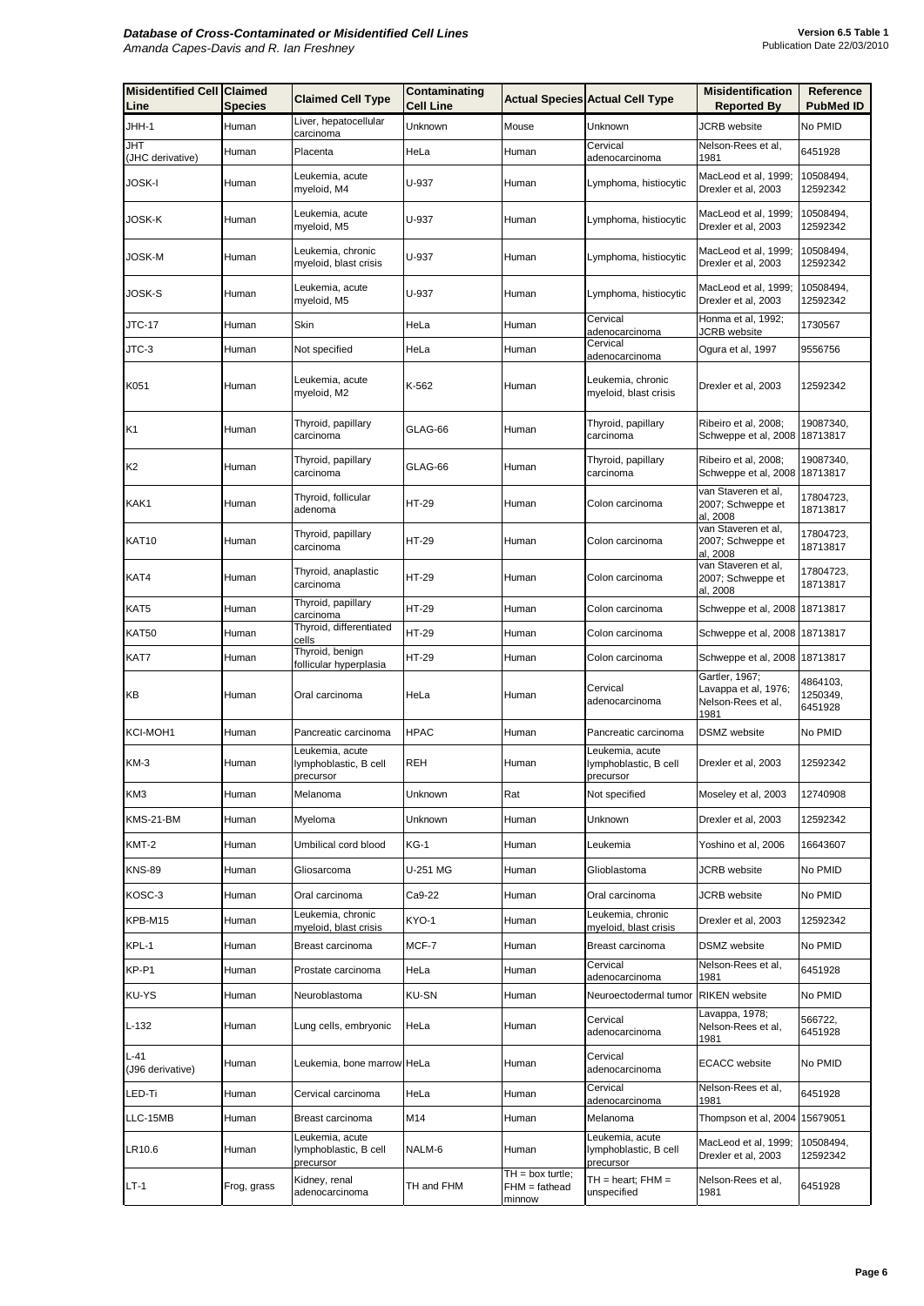| Misidentified Cell Line | Claimed Species | Claimed Cell Type | Contaminating Cell Line | Actual Species | Actual Cell Type | Misidentification Reported By | Reference PubMed ID |
|---|---|---|---|---|---|---|---|
| JHH-1 | Human | Liver, hepatocellular carcinoma | Unknown | Mouse | Unknown | JCRB website | No PMID |
| JHT (JHC derivative) | Human | Placenta | HeLa | Human | Cervical adenocarcinoma | Nelson-Rees et al, 1981 | 6451928 |
| JOSK-I | Human | Leukemia, acute myeloid, M4 | U-937 | Human | Lymphoma, histiocytic | MacLeod et al, 1999; Drexler et al, 2003 | 10508494, 12592342 |
| JOSK-K | Human | Leukemia, acute myeloid, M5 | U-937 | Human | Lymphoma, histiocytic | MacLeod et al, 1999; Drexler et al, 2003 | 10508494, 12592342 |
| JOSK-M | Human | Leukemia, chronic myeloid, blast crisis | U-937 | Human | Lymphoma, histiocytic | MacLeod et al, 1999; Drexler et al, 2003 | 10508494, 12592342 |
| JOSK-S | Human | Leukemia, acute myeloid, M5 | U-937 | Human | Lymphoma, histiocytic | MacLeod et al, 1999; Drexler et al, 2003 | 10508494, 12592342 |
| JTC-17 | Human | Skin | HeLa | Human | Cervical adenocarcinoma | Honma et al, 1992; JCRB website | 1730567 |
| JTC-3 | Human | Not specified | HeLa | Human | Cervical adenocarcinoma | Ogura et al, 1997 | 9556756 |
| K051 | Human | Leukemia, acute myeloid, M2 | K-562 | Human | Leukemia, chronic myeloid, blast crisis | Drexler et al, 2003 | 12592342 |
| K1 | Human | Thyroid, papillary carcinoma | GLAG-66 | Human | Thyroid, papillary carcinoma | Ribeiro et al, 2008; Schweppe et al, 2008 | 19087340, 18713817 |
| K2 | Human | Thyroid, papillary carcinoma | GLAG-66 | Human | Thyroid, papillary carcinoma | Ribeiro et al, 2008; Schweppe et al, 2008 | 19087340, 18713817 |
| KAK1 | Human | Thyroid, follicular adenoma | HT-29 | Human | Colon carcinoma | van Staveren et al, 2007; Schweppe et al, 2008 | 17804723, 18713817 |
| KAT10 | Human | Thyroid, papillary carcinoma | HT-29 | Human | Colon carcinoma | van Staveren et al, 2007; Schweppe et al, 2008 | 17804723, 18713817 |
| KAT4 | Human | Thyroid, anaplastic carcinoma | HT-29 | Human | Colon carcinoma | van Staveren et al, 2007; Schweppe et al, 2008 | 17804723, 18713817 |
| KAT5 | Human | Thyroid, papillary carcinoma | HT-29 | Human | Colon carcinoma | Schweppe et al, 2008 | 18713817 |
| KAT50 | Human | Thyroid, differentiated cells | HT-29 | Human | Colon carcinoma | Schweppe et al, 2008 | 18713817 |
| KAT7 | Human | Thyroid, benign follicular hyperplasia | HT-29 | Human | Colon carcinoma | Schweppe et al, 2008 | 18713817 |
| KB | Human | Oral carcinoma | HeLa | Human | Cervical adenocarcinoma | Gartler, 1967; Lavappa et al, 1976; Nelson-Rees et al, 1981 | 4864103, 1250349, 6451928 |
| KCI-MOH1 | Human | Pancreatic carcinoma | HPAC | Human | Pancreatic carcinoma | DSMZ website | No PMID |
| KM-3 | Human | Leukemia, acute lymphoblastic, B cell precursor | REH | Human | Leukemia, acute lymphoblastic, B cell precursor | Drexler et al, 2003 | 12592342 |
| KM3 | Human | Melanoma | Unknown | Rat | Not specified | Moseley et al, 2003 | 12740908 |
| KMS-21-BM | Human | Myeloma | Unknown | Human | Unknown | Drexler et al, 2003 | 12592342 |
| KMT-2 | Human | Umbilical cord blood | KG-1 | Human | Leukemia | Yoshino et al, 2006 | 16643607 |
| KNS-89 | Human | Gliosarcoma | U-251 MG | Human | Glioblastoma | JCRB website | No PMID |
| KOSC-3 | Human | Oral carcinoma | Ca9-22 | Human | Oral carcinoma | JCRB website | No PMID |
| KPB-M15 | Human | Leukemia, chronic myeloid, blast crisis | KYO-1 | Human | Leukemia, chronic myeloid, blast crisis | Drexler et al, 2003 | 12592342 |
| KPL-1 | Human | Breast carcinoma | MCF-7 | Human | Breast carcinoma | DSMZ website | No PMID |
| KP-P1 | Human | Prostate carcinoma | HeLa | Human | Cervical adenocarcinoma | Nelson-Rees et al, 1981 | 6451928 |
| KU-YS | Human | Neuroblastoma | KU-SN | Human | Neuroectodermal tumor | RIKEN website | No PMID |
| L-132 | Human | Lung cells, embryonic | HeLa | Human | Cervical adenocarcinoma | Lavappa, 1978; Nelson-Rees et al, 1981 | 566722, 6451928 |
| L-41 (J96 derivative) | Human | Leukemia, bone marrow | HeLa | Human | Cervical adenocarcinoma | ECACC website | No PMID |
| LED-Ti | Human | Cervical carcinoma | HeLa | Human | Cervical adenocarcinoma | Nelson-Rees et al, 1981 | 6451928 |
| LLC-15MB | Human | Breast carcinoma | M14 | Human | Melanoma | Thompson et al, 2004 | 15679051 |
| LR10.6 | Human | Leukemia, acute lymphoblastic, B cell precursor | NALM-6 | Human | Leukemia, acute lymphoblastic, B cell precursor | MacLeod et al, 1999; Drexler et al, 2003 | 10508494, 12592342 |
| LT-1 | Frog, grass | Kidney, renal adenocarcinoma | TH and FHM | TH = box turtle; FHM = fathead minnow | TH = heart; FHM = unspecified | Nelson-Rees et al, 1981 | 6451928 |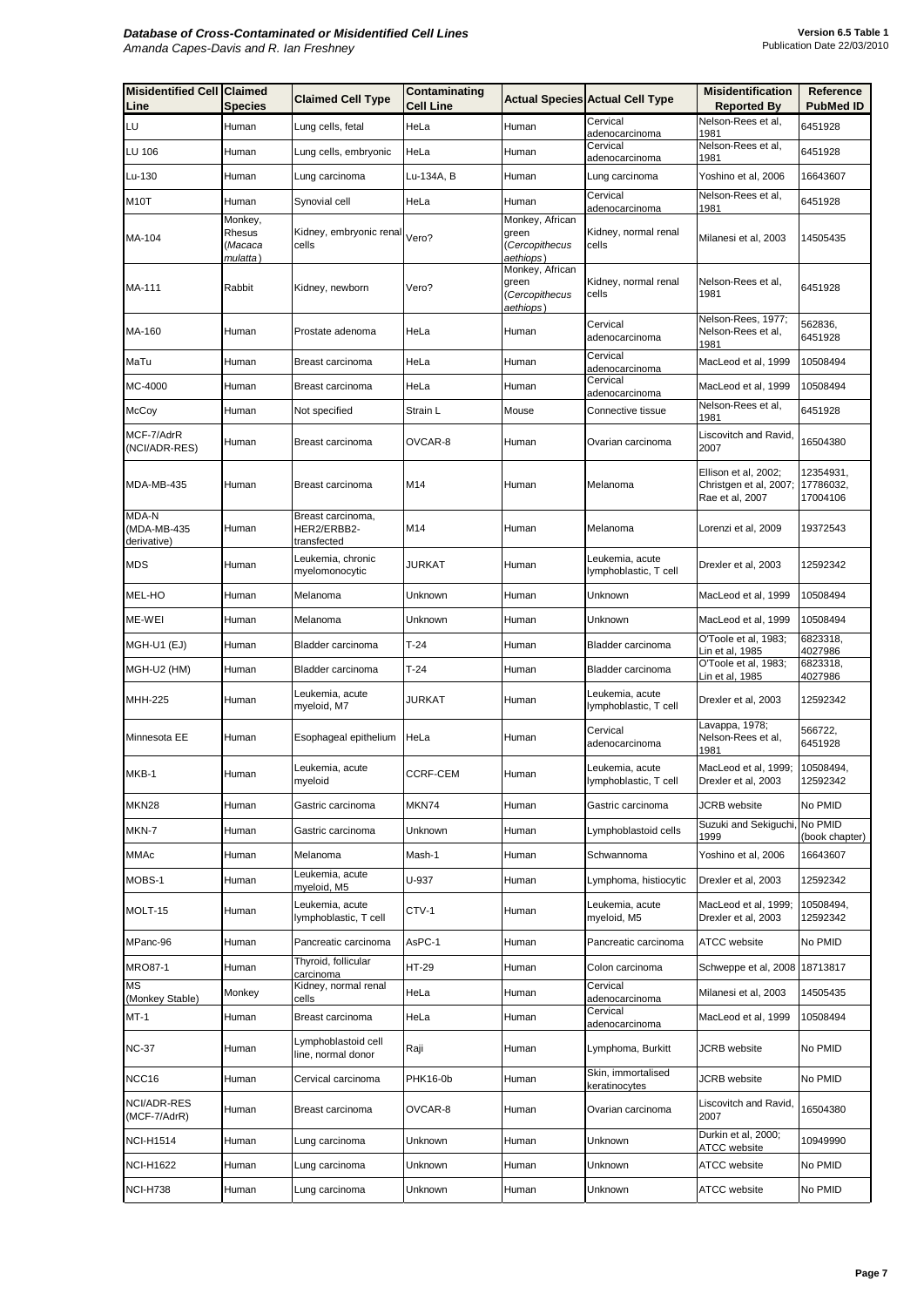| Misidentified Cell Line | Claimed Species | Claimed Cell Type | Contaminating Cell Line | Actual Species | Actual Cell Type | Misidentification Reported By | Reference PubMed ID |
|---|---|---|---|---|---|---|---|
| LU | Human | Lung cells, fetal | HeLa | Human | Cervical adenocarcinoma | Nelson-Rees et al, 1981 | 6451928 |
| LU 106 | Human | Lung cells, embryonic | HeLa | Human | Cervical adenocarcinoma | Nelson-Rees et al, 1981 | 6451928 |
| Lu-130 | Human | Lung carcinoma | Lu-134A, B | Human | Lung carcinoma | Yoshino et al, 2006 | 16643607 |
| M10T | Human | Synovial cell | HeLa | Human | Cervical adenocarcinoma | Nelson-Rees et al, 1981 | 6451928 |
| MA-104 | Monkey, Rhesus (*Macaca mulatta*) | Kidney, embryonic renal cells | Vero? | Monkey, African green (*Cercopithecus aethiops*) | Kidney, normal renal cells | Milanesi et al, 2003 | 14505435 |
| MA-111 | Rabbit | Kidney, newborn | Vero? | Monkey, African green (*Cercopithecus aethiops*) | Kidney, normal renal cells | Nelson-Rees et al, 1981 | 6451928 |
| MA-160 | Human | Prostate adenoma | HeLa | Human | Cervical adenocarcinoma | Nelson-Rees, 1977; Nelson-Rees et al, 1981 | 562836, 6451928 |
| MaTu | Human | Breast carcinoma | HeLa | Human | Cervical adenocarcinoma | MacLeod et al, 1999 | 10508494 |
| MC-4000 | Human | Breast carcinoma | HeLa | Human | Cervical adenocarcinoma | MacLeod et al, 1999 | 10508494 |
| McCoy | Human | Not specified | Strain L | Mouse | Connective tissue | Nelson-Rees et al, 1981 | 6451928 |
| MCF-7/AdrR (NCI/ADR-RES) | Human | Breast carcinoma | OVCAR-8 | Human | Ovarian carcinoma | Liscovitch and Ravid, 2007 | 16504380 |
| MDA-MB-435 | Human | Breast carcinoma | M14 | Human | Melanoma | Ellison et al, 2002; Christgen et al, 2007; Rae et al, 2007 | 12354931, 17786032, 17004106 |
| MDA-N (MDA-MB-435 derivative) | Human | Breast carcinoma, HER2/ERBB2-transfected | M14 | Human | Melanoma | Lorenzi et al, 2009 | 19372543 |
| MDS | Human | Leukemia, chronic myelomonocytic | JURKAT | Human | Leukemia, acute lymphoblastic, T cell | Drexler et al, 2003 | 12592342 |
| MEL-HO | Human | Melanoma | Unknown | Human | Unknown | MacLeod et al, 1999 | 10508494 |
| ME-WEI | Human | Melanoma | Unknown | Human | Unknown | MacLeod et al, 1999 | 10508494 |
| MGH-U1 (EJ) | Human | Bladder carcinoma | T-24 | Human | Bladder carcinoma | O'Toole et al, 1983; Lin et al, 1985 | 6823318, 4027986 |
| MGH-U2 (HM) | Human | Bladder carcinoma | T-24 | Human | Bladder carcinoma | O'Toole et al, 1983; Lin et al, 1985 | 6823318, 4027986 |
| MHH-225 | Human | Leukemia, acute myeloid, M7 | JURKAT | Human | Leukemia, acute lymphoblastic, T cell | Drexler et al, 2003 | 12592342 |
| Minnesota EE | Human | Esophageal epithelium | HeLa | Human | Cervical adenocarcinoma | Lavappa, 1978; Nelson-Rees et al, 1981 | 566722, 6451928 |
| MKB-1 | Human | Leukemia, acute myeloid | CCRF-CEM | Human | Leukemia, acute lymphoblastic, T cell | MacLeod et al, 1999; Drexler et al, 2003 | 10508494, 12592342 |
| MKN28 | Human | Gastric carcinoma | MKN74 | Human | Gastric carcinoma | JCRB website | No PMID |
| MKN-7 | Human | Gastric carcinoma | Unknown | Human | Lymphoblastoid cells | Suzuki and Sekiguchi, 1999 | No PMID (book chapter) |
| MMAc | Human | Melanoma | Mash-1 | Human | Schwannoma | Yoshino et al, 2006 | 16643607 |
| MOBS-1 | Human | Leukemia, acute myeloid, M5 | U-937 | Human | Lymphoma, histiocytic | Drexler et al, 2003 | 12592342 |
| MOLT-15 | Human | Leukemia, acute lymphoblastic, T cell | CTV-1 | Human | Leukemia, acute myeloid, M5 | MacLeod et al, 1999; Drexler et al, 2003 | 10508494, 12592342 |
| MPanc-96 | Human | Pancreatic carcinoma | AsPC-1 | Human | Pancreatic carcinoma | ATCC website | No PMID |
| MRO87-1 | Human | Thyroid, follicular carcinoma | HT-29 | Human | Colon carcinoma | Schweppe et al, 2008 | 18713817 |
| MS (Monkey Stable) | Monkey | Kidney, normal renal cells | HeLa | Human | Cervical adenocarcinoma | Milanesi et al, 2003 | 14505435 |
| MT-1 | Human | Breast carcinoma | HeLa | Human | Cervical adenocarcinoma | MacLeod et al, 1999 | 10508494 |
| NC-37 | Human | Lymphoblastoid cell line, normal donor | Raji | Human | Lymphoma, Burkitt | JCRB website | No PMID |
| NCC16 | Human | Cervical carcinoma | PHK16-0b | Human | Skin, immortalised keratinocytes | JCRB website | No PMID |
| NCI/ADR-RES (MCF-7/AdrR) | Human | Breast carcinoma | OVCAR-8 | Human | Ovarian carcinoma | Liscovitch and Ravid, 2007 | 16504380 |
| NCI-H1514 | Human | Lung carcinoma | Unknown | Human | Unknown | Durkin et al, 2000; ATCC website | 10949990 |
| NCI-H1622 | Human | Lung carcinoma | Unknown | Human | Unknown | ATCC website | No PMID |
| NCI-H738 | Human | Lung carcinoma | Unknown | Human | Unknown | ATCC website | No PMID |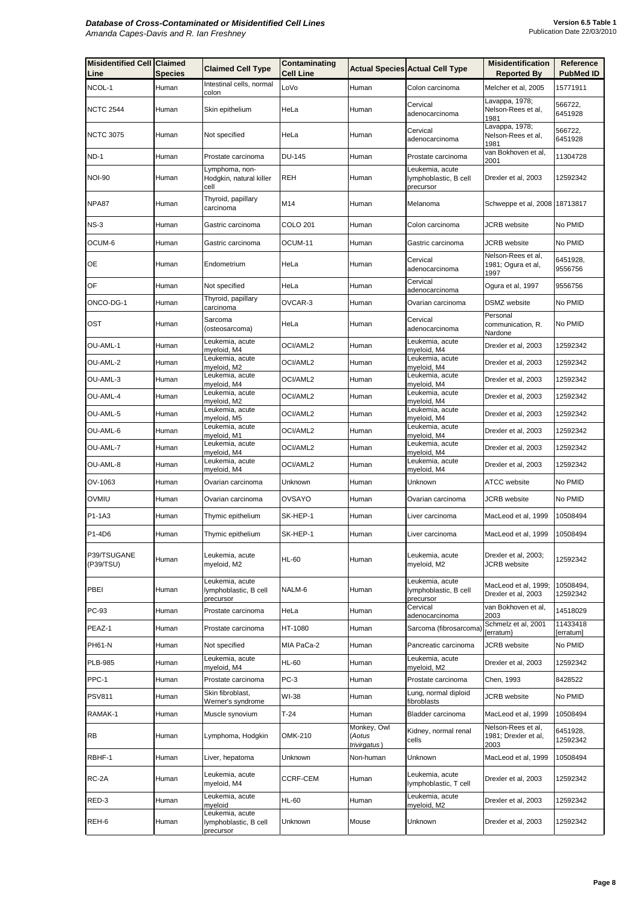| Misidentified Cell Line | Claimed Species | Claimed Cell Type | Contaminating Cell Line | Actual Species | Actual Cell Type | Misidentification Reported By | Reference PubMed ID |
|---|---|---|---|---|---|---|---|
| NCOL-1 | Human | Intestinal cells, normal colon | LoVo | Human | Colon carcinoma | Melcher et al, 2005 | 15771911 |
| NCTC 2544 | Human | Skin epithelium | HeLa | Human | Cervical adenocarcinoma | Lavappa, 1978; Nelson-Rees et al, 1981 | 566722, 6451928 |
| NCTC 3075 | Human | Not specified | HeLa | Human | Cervical adenocarcinoma | Lavappa, 1978; Nelson-Rees et al, 1981 | 566722, 6451928 |
| ND-1 | Human | Prostate carcinoma | DU-145 | Human | Prostate carcinoma | van Bokhoven et al, 2001 | 11304728 |
| NOI-90 | Human | Lymphoma, non-Hodgkin, natural killer cell | REH | Human | Leukemia, acute lymphoblastic, B cell precursor | Drexler et al, 2003 | 12592342 |
| NPA87 | Human | Thyroid, papillary carcinoma | M14 | Human | Melanoma | Schweppe et al, 2008 | 18713817 |
| NS-3 | Human | Gastric carcinoma | COLO 201 | Human | Colon carcinoma | JCRB website | No PMID |
| OCUM-6 | Human | Gastric carcinoma | OCUM-11 | Human | Gastric carcinoma | JCRB website | No PMID |
| OE | Human | Endometrium | HeLa | Human | Cervical adenocarcinoma | Nelson-Rees et al, 1981; Ogura et al, 1997 | 6451928, 9556756 |
| OF | Human | Not specified | HeLa | Human | Cervical adenocarcinoma | Ogura et al, 1997 | 9556756 |
| ONCO-DG-1 | Human | Thyroid, papillary carcinoma | OVCAR-3 | Human | Ovarian carcinoma | DSMZ website | No PMID |
| OST | Human | Sarcoma (osteosarcoma) | HeLa | Human | Cervical adenocarcinoma | Personal communication, R. Nardone | No PMID |
| OU-AML-1 | Human | Leukemia, acute myeloid, M4 | OCI/AML2 | Human | Leukemia, acute myeloid, M4 | Drexler et al, 2003 | 12592342 |
| OU-AML-2 | Human | Leukemia, acute myeloid, M2 | OCI/AML2 | Human | Leukemia, acute myeloid, M4 | Drexler et al, 2003 | 12592342 |
| OU-AML-3 | Human | Leukemia, acute myeloid, M4 | OCI/AML2 | Human | Leukemia, acute myeloid, M4 | Drexler et al, 2003 | 12592342 |
| OU-AML-4 | Human | Leukemia, acute myeloid, M2 | OCI/AML2 | Human | Leukemia, acute myeloid, M4 | Drexler et al, 2003 | 12592342 |
| OU-AML-5 | Human | Leukemia, acute myeloid, M5 | OCI/AML2 | Human | Leukemia, acute myeloid, M4 | Drexler et al, 2003 | 12592342 |
| OU-AML-6 | Human | Leukemia, acute myeloid, M1 | OCI/AML2 | Human | Leukemia, acute myeloid, M4 | Drexler et al, 2003 | 12592342 |
| OU-AML-7 | Human | Leukemia, acute myeloid, M4 | OCI/AML2 | Human | Leukemia, acute myeloid, M4 | Drexler et al, 2003 | 12592342 |
| OU-AML-8 | Human | Leukemia, acute myeloid, M4 | OCI/AML2 | Human | Leukemia, acute myeloid, M4 | Drexler et al, 2003 | 12592342 |
| OV-1063 | Human | Ovarian carcinoma | Unknown | Human | Unknown | ATCC website | No PMID |
| OVMIU | Human | Ovarian carcinoma | OVSAYO | Human | Ovarian carcinoma | JCRB website | No PMID |
| P1-1A3 | Human | Thymic epithelium | SK-HEP-1 | Human | Liver carcinoma | MacLeod et al, 1999 | 10508494 |
| P1-4D6 | Human | Thymic epithelium | SK-HEP-1 | Human | Liver carcinoma | MacLeod et al, 1999 | 10508494 |
| P39/TSUGANE (P39/TSU) | Human | Leukemia, acute myeloid, M2 | HL-60 | Human | Leukemia, acute myeloid, M2 | Drexler et al, 2003; JCRB website | 12592342 |
| PBEI | Human | Leukemia, acute lymphoblastic, B cell precursor | NALM-6 | Human | Leukemia, acute lymphoblastic, B cell precursor | MacLeod et al, 1999; Drexler et al, 2003 | 10508494, 12592342 |
| PC-93 | Human | Prostate carcinoma | HeLa | Human | Cervical adenocarcinoma | van Bokhoven et al, 2003 | 14518029 |
| PEAZ-1 | Human | Prostate carcinoma | HT-1080 | Human | Sarcoma (fibrosarcoma) | Schmelz et al, 2001 {erratum} | 11433418 [erratum] |
| PH61-N | Human | Not specified | MIA PaCa-2 | Human | Pancreatic carcinoma | JCRB website | No PMID |
| PLB-985 | Human | Leukemia, acute myeloid, M4 | HL-60 | Human | Leukemia, acute myeloid, M2 | Drexler et al, 2003 | 12592342 |
| PPC-1 | Human | Prostate carcinoma | PC-3 | Human | Prostate carcinoma | Chen, 1993 | 8428522 |
| PSV811 | Human | Skin fibroblast, Werner's syndrome | WI-38 | Human | Lung, normal diploid fibroblasts | JCRB website | No PMID |
| RAMAK-1 | Human | Muscle synovium | T-24 | Human | Bladder carcinoma | MacLeod et al, 1999 | 10508494 |
| RB | Human | Lymphoma, Hodgkin | OMK-210 | Monkey, Owl (*Aotus trivirgatus*) | Kidney, normal renal cells | Nelson-Rees et al, 1981; Drexler et al, 2003 | 6451928, 12592342 |
| RBHF-1 | Human | Liver, hepatoma | Unknown | Non-human | Unknown | MacLeod et al, 1999 | 10508494 |
| RC-2A | Human | Leukemia, acute myeloid, M4 | CCRF-CEM | Human | Leukemia, acute lymphoblastic, T cell | Drexler et al, 2003 | 12592342 |
| RED-3 | Human | Leukemia, acute myeloid | HL-60 | Human | Leukemia, acute myeloid, M2 | Drexler et al, 2003 | 12592342 |
| REH-6 | Human | Leukemia, acute lymphoblastic, B cell precursor | Unknown | Mouse | Unknown | Drexler et al, 2003 | 12592342 |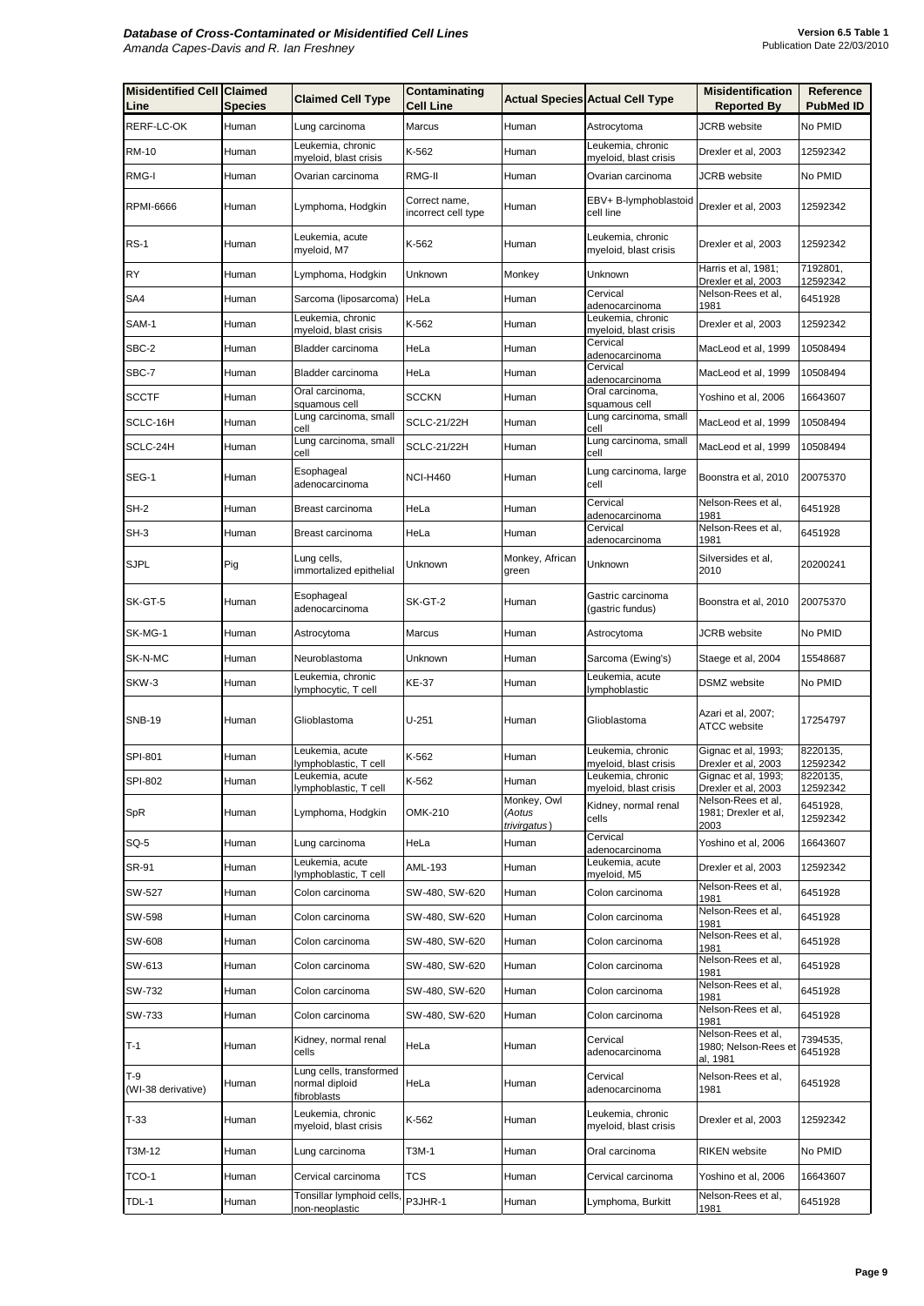| Misidentified Cell Line | Claimed Species | Claimed Cell Type | Contaminating Cell Line | Actual Species | Actual Cell Type | Misidentification Reported By | Reference PubMed ID |
|---|---|---|---|---|---|---|---|
| RERF-LC-OK | Human | Lung carcinoma | Marcus | Human | Astrocytoma | JCRB website | No PMID |
| RM-10 | Human | Leukemia, chronic myeloid, blast crisis | K-562 | Human | Leukemia, chronic myeloid, blast crisis | Drexler et al, 2003 | 12592342 |
| RMG-I | Human | Ovarian carcinoma | RMG-II | Human | Ovarian carcinoma | JCRB website | No PMID |
| RPMI-6666 | Human | Lymphoma, Hodgkin | Correct name, incorrect cell type | Human | EBV+ B-lymphoblastoid cell line | Drexler et al, 2003 | 12592342 |
| RS-1 | Human | Leukemia, acute myeloid, M7 | K-562 | Human | Leukemia, chronic myeloid, blast crisis | Drexler et al, 2003 | 12592342 |
| RY | Human | Lymphoma, Hodgkin | Unknown | Monkey | Unknown | Harris et al, 1981; Drexler et al, 2003 | 7192801, 12592342 |
| SA4 | Human | Sarcoma (liposarcoma) | HeLa | Human | Cervical adenocarcinoma | Nelson-Rees et al, 1981 | 6451928 |
| SAM-1 | Human | Leukemia, chronic myeloid, blast crisis | K-562 | Human | Leukemia, chronic myeloid, blast crisis | Drexler et al, 2003 | 12592342 |
| SBC-2 | Human | Bladder carcinoma | HeLa | Human | Cervical adenocarcinoma | MacLeod et al, 1999 | 10508494 |
| SBC-7 | Human | Bladder carcinoma | HeLa | Human | Cervical adenocarcinoma | MacLeod et al, 1999 | 10508494 |
| SCCTF | Human | Oral carcinoma, squamous cell | SCCKN | Human | Oral carcinoma, squamous cell | Yoshino et al, 2006 | 16643607 |
| SCLC-16H | Human | Lung carcinoma, small cell | SCLC-21/22H | Human | Lung carcinoma, small cell | MacLeod et al, 1999 | 10508494 |
| SCLC-24H | Human | Lung carcinoma, small cell | SCLC-21/22H | Human | Lung carcinoma, small cell | MacLeod et al, 1999 | 10508494 |
| SEG-1 | Human | Esophageal adenocarcinoma | NCI-H460 | Human | Lung carcinoma, large cell | Boonstra et al, 2010 | 20075370 |
| SH-2 | Human | Breast carcinoma | HeLa | Human | Cervical adenocarcinoma | Nelson-Rees et al, 1981 | 6451928 |
| SH-3 | Human | Breast carcinoma | HeLa | Human | Cervical adenocarcinoma | Nelson-Rees et al, 1981 | 6451928 |
| SJPL | Pig | Lung cells, immortalized epithelial | Unknown | Monkey, African green | Unknown | Silversides et al, 2010 | 20200241 |
| SK-GT-5 | Human | Esophageal adenocarcinoma | SK-GT-2 | Human | Gastric carcinoma (gastric fundus) | Boonstra et al, 2010 | 20075370 |
| SK-MG-1 | Human | Astrocytoma | Marcus | Human | Astrocytoma | JCRB website | No PMID |
| SK-N-MC | Human | Neuroblastoma | Unknown | Human | Sarcoma (Ewing's) | Staege et al, 2004 | 15548687 |
| SKW-3 | Human | Leukemia, chronic lymphocytic, T cell | KE-37 | Human | Leukemia, acute lymphoblastic | DSMZ website | No PMID |
| SNB-19 | Human | Glioblastoma | U-251 | Human | Glioblastoma | Azari et al, 2007; ATCC website | 17254797 |
| SPI-801 | Human | Leukemia, acute lymphoblastic, T cell | K-562 | Human | Leukemia, chronic myeloid, blast crisis | Gignac et al, 1993; Drexler et al, 2003 | 8220135, 12592342 |
| SPI-802 | Human | Leukemia, acute lymphoblastic, T cell | K-562 | Human | Leukemia, chronic myeloid, blast crisis | Gignac et al, 1993; Drexler et al, 2003 | 8220135, 12592342 |
| SpR | Human | Lymphoma, Hodgkin | OMK-210 | Monkey, Owl (*Aotus trivirgatus*) | Kidney, normal renal cells | Nelson-Rees et al, 1981; Drexler et al, 2003 | 6451928, 12592342 |
| SQ-5 | Human | Lung carcinoma | HeLa | Human | Cervical adenocarcinoma | Yoshino et al, 2006 | 16643607 |
| SR-91 | Human | Leukemia, acute lymphoblastic, T cell | AML-193 | Human | Leukemia, acute myeloid, M5 | Drexler et al, 2003 | 12592342 |
| SW-527 | Human | Colon carcinoma | SW-480, SW-620 | Human | Colon carcinoma | Nelson-Rees et al, 1981 | 6451928 |
| SW-598 | Human | Colon carcinoma | SW-480, SW-620 | Human | Colon carcinoma | Nelson-Rees et al, 1981 | 6451928 |
| SW-608 | Human | Colon carcinoma | SW-480, SW-620 | Human | Colon carcinoma | Nelson-Rees et al, 1981 | 6451928 |
| SW-613 | Human | Colon carcinoma | SW-480, SW-620 | Human | Colon carcinoma | Nelson-Rees et al, 1981 | 6451928 |
| SW-732 | Human | Colon carcinoma | SW-480, SW-620 | Human | Colon carcinoma | Nelson-Rees et al, 1981 | 6451928 |
| SW-733 | Human | Colon carcinoma | SW-480, SW-620 | Human | Colon carcinoma | Nelson-Rees et al, 1981 | 6451928 |
| T-1 | Human | Kidney, normal renal cells | HeLa | Human | Cervical adenocarcinoma | Nelson-Rees et al, 1980; Nelson-Rees et al, 1981 | 7394535, 6451928 |
| T-9 (WI-38 derivative) | Human | Lung cells, transformed normal diploid fibroblasts | HeLa | Human | Cervical adenocarcinoma | Nelson-Rees et al, 1981 | 6451928 |
| T-33 | Human | Leukemia, chronic myeloid, blast crisis | K-562 | Human | Leukemia, chronic myeloid, blast crisis | Drexler et al, 2003 | 12592342 |
| T3M-12 | Human | Lung carcinoma | T3M-1 | Human | Oral carcinoma | RIKEN website | No PMID |
| TCO-1 | Human | Cervical carcinoma | TCS | Human | Cervical carcinoma | Yoshino et al, 2006 | 16643607 |
| TDL-1 | Human | Tonsillar lymphoid cells, non-neoplastic | P3JHR-1 | Human | Lymphoma, Burkitt | Nelson-Rees et al, 1981 | 6451928 |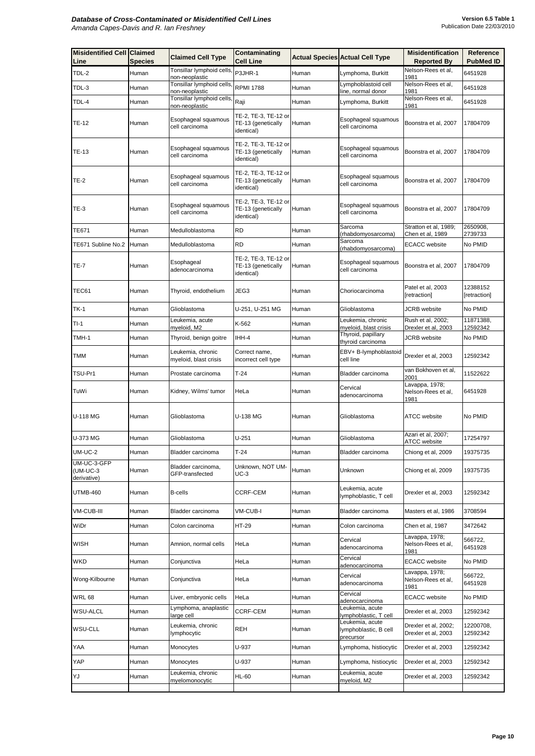| Misidentified Cell Line | Claimed Species | Claimed Cell Type | Contaminating Cell Line | Actual Species | Actual Cell Type | Misidentification Reported By | Reference PubMed ID |
|---|---|---|---|---|---|---|---|
| TDL-2 | Human | Tonsillar lymphoid cells, non-neoplastic | P3JHR-1 | Human | Lymphoma, Burkitt | Nelson-Rees et al, 1981 | 6451928 |
| TDL-3 | Human | Tonsillar lymphoid cells, non-neoplastic | RPMI 1788 | Human | Lymphoblastoid cell line, normal donor | Nelson-Rees et al, 1981 | 6451928 |
| TDL-4 | Human | Tonsillar lymphoid cells, non-neoplastic | Raji | Human | Lymphoma, Burkitt | Nelson-Rees et al, 1981 | 6451928 |
| TE-12 | Human | Esophageal squamous cell carcinoma | TE-2, TE-3, TE-12 or TE-13 (genetically identical) | Human | Esophageal squamous cell carcinoma | Boonstra et al, 2007 | 17804709 |
| TE-13 | Human | Esophageal squamous cell carcinoma | TE-2, TE-3, TE-12 or TE-13 (genetically identical) | Human | Esophageal squamous cell carcinoma | Boonstra et al, 2007 | 17804709 |
| TE-2 | Human | Esophageal squamous cell carcinoma | TE-2, TE-3, TE-12 or TE-13 (genetically identical) | Human | Esophageal squamous cell carcinoma | Boonstra et al, 2007 | 17804709 |
| TE-3 | Human | Esophageal squamous cell carcinoma | TE-2, TE-3, TE-12 or TE-13 (genetically identical) | Human | Esophageal squamous cell carcinoma | Boonstra et al, 2007 | 17804709 |
| TE671 | Human | Medulloblastoma | RD | Human | Sarcoma (rhabdomyosarcoma) | Stratton et al, 1989; Chen et al, 1989 | 2650908, 2739733 |
| TE671 Subline No.2 | Human | Medulloblastoma | RD | Human | Sarcoma (rhabdomyosarcoma) | ECACC website | No PMID |
| TE-7 | Human | Esophageal adenocarcinoma | TE-2, TE-3, TE-12 or TE-13 (genetically identical) | Human | Esophageal squamous cell carcinoma | Boonstra et al, 2007 | 17804709 |
| TEC61 | Human | Thyroid, endothelium | JEG3 | Human | Choriocarcinoma | Patel et al, 2003 [retraction] | 12388152 [retraction] |
| TK-1 | Human | Glioblastoma | U-251, U-251 MG | Human | Glioblastoma | JCRB website | No PMID |
| TI-1 | Human | Leukemia, acute myeloid, M2 | K-562 | Human | Leukemia, chronic myeloid, blast crisis | Rush et al, 2002; Drexler et al, 2003 | 11871388, 12592342 |
| TMH-1 | Human | Thyroid, benign goitre | IHH-4 | Human | Thyroid, papillary thyroid carcinoma | JCRB website | No PMID |
| TMM | Human | Leukemia, chronic myeloid, blast crisis | Correct name, incorrect cell type | Human | EBV+ B-lymphoblastoid cell line | Drexler et al, 2003 | 12592342 |
| TSU-Pr1 | Human | Prostate carcinoma | T-24 | Human | Bladder carcinoma | van Bokhoven et al, 2001 | 11522622 |
| TuWi | Human | Kidney, Wilms' tumor | HeLa | Human | Cervical adenocarcinoma | Lavappa, 1978; Nelson-Rees et al, 1981 | 6451928 |
| U-118 MG | Human | Glioblastoma | U-138 MG | Human | Glioblastoma | ATCC website | No PMID |
| U-373 MG | Human | Glioblastoma | U-251 | Human | Glioblastoma | Azari et al, 2007; ATCC website | 17254797 |
| UM-UC-2 | Human | Bladder carcinoma | T-24 | Human | Bladder carcinoma | Chiong et al, 2009 | 19375735 |
| UM-UC-3-GFP (UM-UC-3 derivative) | Human | Bladder carcinoma, GFP-transfected | Unknown, NOT UM-UC-3 | Human | Unknown | Chiong et al, 2009 | 19375735 |
| UTMB-460 | Human | B-cells | CCRF-CEM | Human | Leukemia, acute lymphoblastic, T cell | Drexler et al, 2003 | 12592342 |
| VM-CUB-III | Human | Bladder carcinoma | VM-CUB-I | Human | Bladder carcinoma | Masters et al, 1986 | 3708594 |
| WiDr | Human | Colon carcinoma | HT-29 | Human | Colon carcinoma | Chen et al, 1987 | 3472642 |
| WISH | Human | Amnion, normal cells | HeLa | Human | Cervical adenocarcinoma | Lavappa, 1978; Nelson-Rees et al, 1981 | 566722, 6451928 |
| WKD | Human | Conjunctiva | HeLa | Human | Cervical adenocarcinoma | ECACC website | No PMID |
| Wong-Kilbourne | Human | Conjunctiva | HeLa | Human | Cervical adenocarcinoma | Lavappa, 1978; Nelson-Rees et al, 1981 | 566722, 6451928 |
| WRL 68 | Human | Liver, embryonic cells | HeLa | Human | Cervical adenocarcinoma | ECACC website | No PMID |
| WSU-ALCL | Human | Lymphoma, anaplastic large cell | CCRF-CEM | Human | Leukemia, acute lymphoblastic, T cell | Drexler et al, 2003 | 12592342 |
| WSU-CLL | Human | Leukemia, chronic lymphocytic | REH | Human | Leukemia, acute lymphoblastic, B cell precursor | Drexler et al, 2002; Drexler et al, 2003 | 12200708, 12592342 |
| YAA | Human | Monocytes | U-937 | Human | Lymphoma, histiocytic | Drexler et al, 2003 | 12592342 |
| YAP | Human | Monocytes | U-937 | Human | Lymphoma, histiocytic | Drexler et al, 2003 | 12592342 |
| YJ | Human | Leukemia, chronic myelomonocytic | HL-60 | Human | Leukemia, acute myeloid, M2 | Drexler et al, 2003 | 12592342 |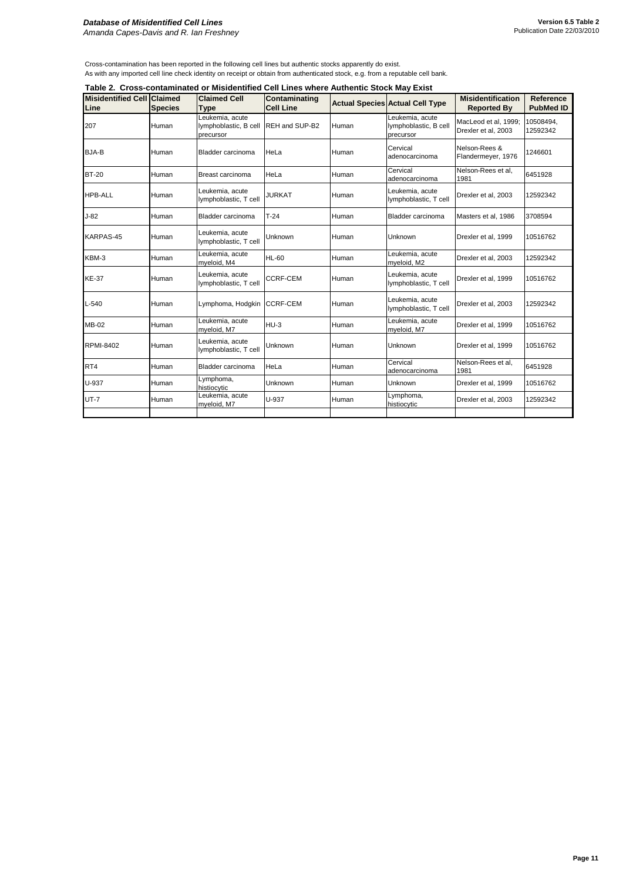Cross-contamination has been reported in the following cell lines but authentic stocks apparently do exist.
As with any imported cell line check identity on receipt or obtain from authenticated stock, e.g. from a reputable cell bank.

**Table 2. Cross-contaminated or Misidentified Cell Lines where Authentic Stock May Exist**

| Misidentified Cell Line | Claimed Species | Claimed Cell Type | Contaminating Cell Line | Actual Species | Actual Cell Type | Misidentification Reported By | Reference PubMed ID |
|---|---|---|---|---|---|---|---|
| 207 | Human | Leukemia, acute lymphoblastic, B cell precursor | REH and SUP-B2 | Human | Leukemia, acute lymphoblastic, B cell precursor | MacLeod et al, 1999; Drexler et al, 2003 | 10508494, 12592342 |
| BJA-B | Human | Bladder carcinoma | HeLa | Human | Cervical adenocarcinoma | Nelson-Rees & Flandermeyer, 1976 | 1246601 |
| BT-20 | Human | Breast carcinoma | HeLa | Human | Cervical adenocarcinoma | Nelson-Rees et al, 1981 | 6451928 |
| HPB-ALL | Human | Leukemia, acute lymphoblastic, T cell | JURKAT | Human | Leukemia, acute lymphoblastic, T cell | Drexler et al, 2003 | 12592342 |
| J-82 | Human | Bladder carcinoma | T-24 | Human | Bladder carcinoma | Masters et al, 1986 | 3708594 |
| KARPAS-45 | Human | Leukemia, acute lymphoblastic, T cell | Unknown | Human | Unknown | Drexler et al, 1999 | 10516762 |
| KBM-3 | Human | Leukemia, acute myeloid, M4 | HL-60 | Human | Leukemia, acute myeloid, M2 | Drexler et al, 2003 | 12592342 |
| KE-37 | Human | Leukemia, acute lymphoblastic, T cell | CCRF-CEM | Human | Leukemia, acute lymphoblastic, T cell | Drexler et al, 1999 | 10516762 |
| L-540 | Human | Lymphoma, Hodgkin | CCRF-CEM | Human | Leukemia, acute lymphoblastic, T cell | Drexler et al, 2003 | 12592342 |
| MB-02 | Human | Leukemia, acute myeloid, M7 | HU-3 | Human | Leukemia, acute myeloid, M7 | Drexler et al, 1999 | 10516762 |
| RPMI-8402 | Human | Leukemia, acute lymphoblastic, T cell | Unknown | Human | Unknown | Drexler et al, 1999 | 10516762 |
| RT4 | Human | Bladder carcinoma | HeLa | Human | Cervical adenocarcinoma | Nelson-Rees et al, 1981 | 6451928 |
| U-937 | Human | Lymphoma, histiocytic | Unknown | Human | Unknown | Drexler et al, 1999 | 10516762 |
| UT-7 | Human | Leukemia, acute myeloid, M7 | U-937 | Human | Lymphoma, histiocytic | Drexler et al, 2003 | 12592342 |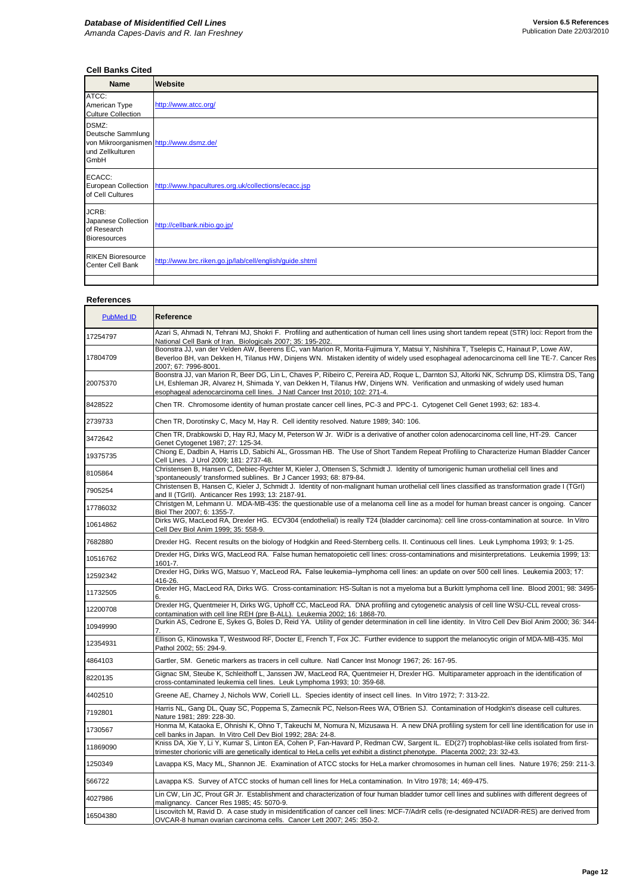## Cell Banks Cited

| Name | Website |
|---|---|
| ATCC: American Type Culture Collection | http://www.atcc.org/ |
| DSMZ: Deutsche Sammlung von Mikroorganismen und Zellkulturen GmbH | http://www.dsmz.de/ |
| ECACC: European Collection of Cell Cultures | http://www.hpacultures.org.uk/collections/ecacc.jsp |
| JCRB: Japanese Collection of Research Bioresources | http://cellbank.nibio.go.jp/ |
| RIKEN Bioresource Center Cell Bank | http://www.brc.riken.go.jp/lab/cell/english/guide.shtml |
| | |

## References

| PubMed ID | Reference |
|---|---|
| 17254797 | Azari S, Ahmadi N, Tehrani MJ, Shokri F. Profiling and authentication of human cell lines using short tandem repeat (STR) loci: Report from the National Cell Bank of Iran. Biologicals 2007; 35: 195-202. |
| 17804709 | Boonstra JJ, van der Velden AW, Beerens EC, van Marion R, Morita-Fujimura Y, Matsui Y, Nishihira T, Tselepis C, Hainaut P, Lowe AW, Beverloo BH, van Dekken H, Tilanus HW, Dinjens WN. Mistaken identity of widely used esophageal adenocarcinoma cell line TE-7. Cancer Res 2007; 67: 7996-8001. |
| 20075370 | Boonstra JJ, van Marion R, Beer DG, Lin L, Chaves P, Ribeiro C, Pereira AD, Roque L, Darnton SJ, Altorki NK, Schrump DS, Klimstra DS, Tang LH, Eshleman JR, Alvarez H, Shimada Y, van Dekken H, Tilanus HW, Dinjens WN. Verification and unmasking of widely used human esophageal adenocarcinoma cell lines. J Natl Cancer Inst 2010; 102: 271-4. |
| 8428522 | Chen TR. Chromosome identity of human prostate cancer cell lines, PC-3 and PPC-1. Cytogenet Cell Genet 1993; 62: 183-4. |
| 2739733 | Chen TR, Dorotinsky C, Macy M, Hay R. Cell identity resolved. Nature 1989; 340: 106. |
| 3472642 | Chen TR, Drabkowski D, Hay RJ, Macy M, Peterson W Jr. WiDr is a derivative of another colon adenocarcinoma cell line, HT-29. Cancer Genet Cytogenet 1987; 27: 125-34. |
| 19375735 | Chiong E, Dadbin A, Harris LD, Sabichi AL, Grossman HB. The Use of Short Tandem Repeat Profiling to Characterize Human Bladder Cancer Cell Lines. J Urol 2009; 181: 2737-48. |
| 8105864 | Christensen B, Hansen C, Debiec-Rychter M, Kieler J, Ottensen S, Schmidt J. Identity of tumorigenic human urothelial cell lines and 'spontaneously' transformed sublines. Br J Cancer 1993; 68: 879-84. |
| 7905254 | Christensen B, Hansen C, Kieler J, Schmidt J. Identity of non-malignant human urothelial cell lines classified as transformation grade I (TGrI) and II (TGrII). Anticancer Res 1993; 13: 2187-91. |
| 17786032 | Christgen M, Lehmann U. MDA-MB-435: the questionable use of a melanoma cell line as a model for human breast cancer is ongoing. Cancer Biol Ther 2007; 6: 1355-7. |
| 10614862 | Dirks WG, MacLeod RA, Drexler HG. ECV304 (endothelial) is really T24 (bladder carcinoma): cell line cross-contamination at source. In Vitro Cell Dev Biol Anim 1999; 35: 558-9. |
| 7682880 | Drexler HG. Recent results on the biology of Hodgkin and Reed-Sternberg cells. II. Continuous cell lines. Leuk Lymphoma 1993; 9: 1-25. |
| 10516762 | Drexler HG, Dirks WG, MacLeod RA. False human hematopoietic cell lines: cross-contaminations and misinterpretations. Leukemia 1999; 13: 1601-7. |
| 12592342 | Drexler HG, Dirks WG, Matsuo Y, MacLeod RA. False leukemia–lymphoma cell lines: an update on over 500 cell lines. Leukemia 2003; 17: 416-26. |
| 11732505 | Drexler HG, MacLeod RA, Dirks WG. Cross-contamination: HS-Sultan is not a myeloma but a Burkitt lymphoma cell line. Blood 2001; 98: 3495-6. |
| 12200708 | Drexler HG, Quentmeier H, Dirks WG, Uphoff CC, MacLeod RA. DNA profiling and cytogenetic analysis of cell line WSU-CLL reveal cross-contamination with cell line REH (pre B-ALL). Leukemia 2002; 16: 1868-70. |
| 10949990 | Durkin AS, Cedrone E, Sykes G, Boles D, Reid YA. Utility of gender determination in cell line identity. In Vitro Cell Dev Biol Anim 2000; 36: 344-7. |
| 12354931 | Ellison G, Klinowska T, Westwood RF, Docter E, French T, Fox JC. Further evidence to support the melanocytic origin of MDA-MB-435. Mol Pathol 2002; 55: 294-9. |
| 4864103 | Gartler, SM. Genetic markers as tracers in cell culture. Natl Cancer Inst Monogr 1967; 26: 167-95. |
| 8220135 | Gignac SM, Steube K, Schleithoff L, Janssen JW, MacLeod RA, Quentmeier H, Drexler HG. Multiparameter approach in the identification of cross-contaminated leukemia cell lines. Leuk Lymphoma 1993; 10: 359-68. |
| 4402510 | Greene AE, Charney J, Nichols WW, Coriell LL. Species identity of insect cell lines. In Vitro 1972; 7: 313-22. |
| 7192801 | Harris NL, Gang DL, Quay SC, Poppema S, Zamecnik PC, Nelson-Rees WA, O'Brien SJ. Contamination of Hodgkin's disease cell cultures. Nature 1981; 289: 228-30. |
| 1730567 | Honma M, Kataoka E, Ohnishi K, Ohno T, Takeuchi M, Nomura N, Mizusawa H. A new DNA profiling system for cell line identification for use in cell banks in Japan. In Vitro Cell Dev Biol 1992; 28A: 24-8. |
| 11869090 | Kniss DA, Xie Y, Li Y, Kumar S, Linton EA, Cohen P, Fan-Havard P, Redman CW, Sargent IL. ED(27) trophoblast-like cells isolated from first-trimester chorionic villi are genetically identical to HeLa cells yet exhibit a distinct phenotype. Placenta 2002; 23: 32-43. |
| 1250349 | Lavappa KS, Macy ML, Shannon JE. Examination of ATCC stocks for HeLa marker chromosomes in human cell lines. Nature 1976; 259: 211-3. |
| 566722 | Lavappa KS. Survey of ATCC stocks of human cell lines for HeLa contamination. In Vitro 1978; 14; 469-475. |
| 4027986 | Lin CW, Lin JC, Prout GR Jr. Establishment and characterization of four human bladder tumor cell lines and sublines with different degrees of malignancy. Cancer Res 1985; 45: 5070-9. |
| 16504380 | Liscovitch M, Ravid D. A case study in misidentification of cancer cell lines: MCF-7/AdrR cells (re-designated NCI/ADR-RES) are derived from OVCAR-8 human ovarian carcinoma cells. Cancer Lett 2007; 245: 350-2. |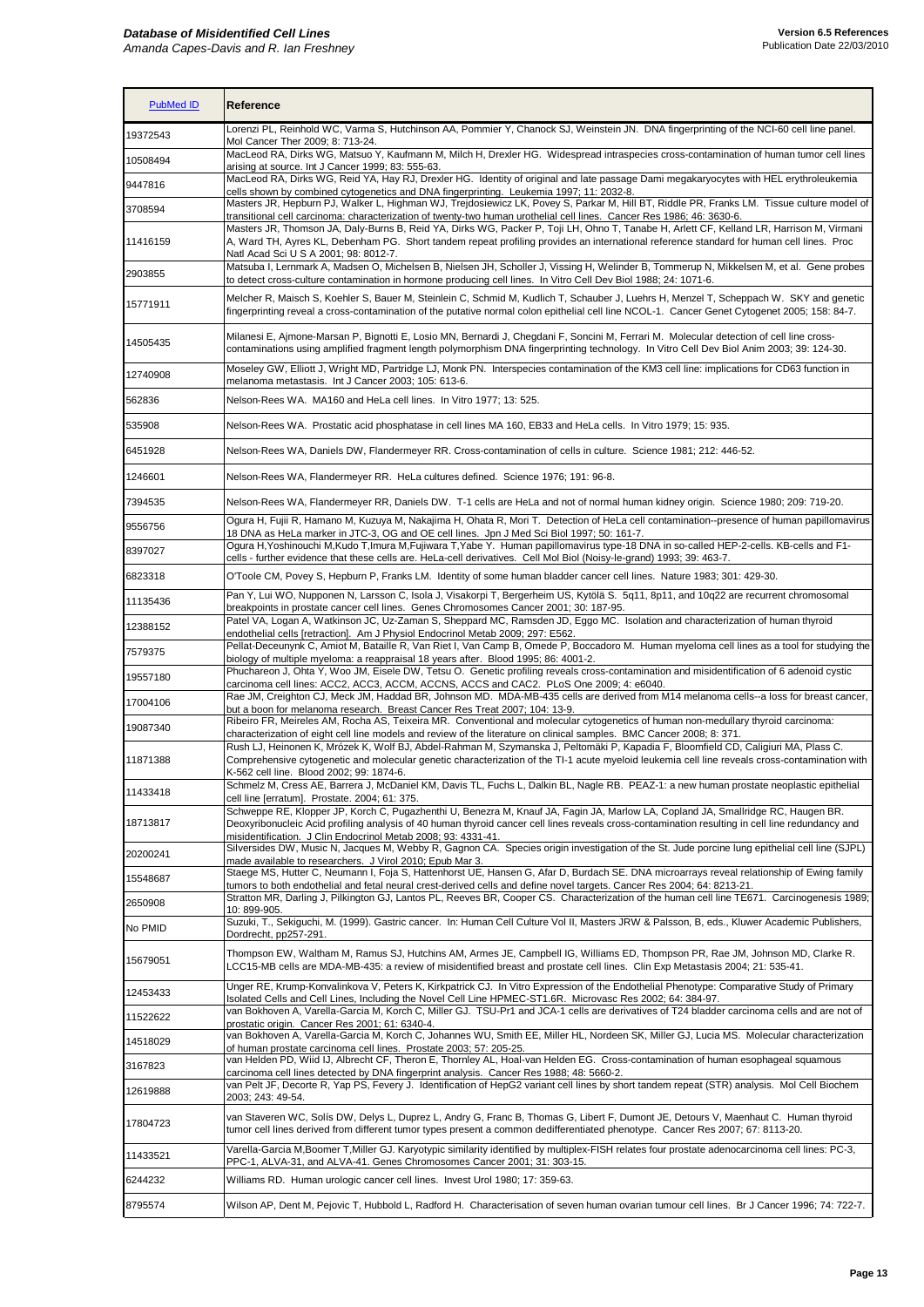| PubMed ID | Reference |
|---|---|
| 19372543 | Lorenzi PL, Reinhold WC, Varma S, Hutchinson AA, Pommier Y, Chanock SJ, Weinstein JN. DNA fingerprinting of the NCI-60 cell line panel. Mol Cancer Ther 2009; 8: 713-24. |
| 10508494 | MacLeod RA, Dirks WG, Matsuo Y, Kaufmann M, Milch H, Drexler HG. Widespread intraspecies cross-contamination of human tumor cell lines arising at source. Int J Cancer 1999; 83: 555-63. |
| 9447816 | MacLeod RA, Dirks WG, Reid YA, Hay RJ, Drexler HG. Identity of original and late passage Dami megakaryocytes with HEL erythroleukemia cells shown by combined cytogenetics and DNA fingerprinting. Leukemia 1997; 11: 2032-8. |
| 3708594 | Masters JR, Hepburn PJ, Walker L, Highman WJ, Trejdosiewicz LK, Povey S, Parkar M, Hill BT, Riddle PR, Franks LM. Tissue culture model of transitional cell carcinoma: characterization of twenty-two human urothelial cell lines. Cancer Res 1986; 46: 3630-6. |
| 11416159 | Masters JR, Thomson JA, Daly-Burns B, Reid YA, Dirks WG, Packer P, Toji LH, Ohno T, Tanabe H, Arlett CF, Kelland LR, Harrison M, Virmani A, Ward TH, Ayres KL, Debenham PG. Short tandem repeat profiling provides an international reference standard for human cell lines. Proc Natl Acad Sci U S A 2001; 98: 8012-7. |
| 2903855 | Matsuba I, Lernmark A, Madsen O, Michelsen B, Nielsen JH, Scholler J, Vissing H, Welinder B, Tommerup N, Mikkelsen M, et al. Gene probes to detect cross-culture contamination in hormone producing cell lines. In Vitro Cell Dev Biol 1988; 24: 1071-6. |
| 15771911 | Melcher R, Maisch S, Koehler S, Bauer M, Steinlein C, Schmid M, Kudlich T, Schauber J, Luehrs H, Menzel T, Scheppach W. SKY and genetic fingerprinting reveal a cross-contamination of the putative normal colon epithelial cell line NCOL-1. Cancer Genet Cytogenet 2005; 158: 84-7. |
| 14505435 | Milanesi E, Ajmone-Marsan P, Bignotti E, Losio MN, Bernardi J, Chegdani F, Soncini M, Ferrari M. Molecular detection of cell line cross-contaminations using amplified fragment length polymorphism DNA fingerprinting technology. In Vitro Cell Dev Biol Anim 2003; 39: 124-30. |
| 12740908 | Moseley GW, Elliott J, Wright MD, Partridge LJ, Monk PN. Interspecies contamination of the KM3 cell line: implications for CD63 function in melanoma metastasis. Int J Cancer 2003; 105: 613-6. |
| 562836 | Nelson-Rees WA. MA160 and HeLa cell lines. In Vitro 1977; 13: 525. |
| 535908 | Nelson-Rees WA. Prostatic acid phosphatase in cell lines MA 160, EB33 and HeLa cells. In Vitro 1979; 15: 935. |
| 6451928 | Nelson-Rees WA, Daniels DW, Flandermeyer RR. Cross-contamination of cells in culture. Science 1981; 212: 446-52. |
| 1246601 | Nelson-Rees WA, Flandermeyer RR. HeLa cultures defined. Science 1976; 191: 96-8. |
| 7394535 | Nelson-Rees WA, Flandermeyer RR, Daniels DW. T-1 cells are HeLa and not of normal human kidney origin. Science 1980; 209: 719-20. |
| 9556756 | Ogura H, Fujii R, Hamano M, Kuzuya M, Nakajima H, Ohata R, Mori T. Detection of HeLa cell contamination--presence of human papillomavirus 18 DNA as HeLa marker in JTC-3, OG and OE cell lines. Jpn J Med Sci Biol 1997; 50: 161-7. |
| 8397027 | Ogura H,Yoshinouchi M,Kudo T,Imura M,Fujiwara T,Yabe Y. Human papillomavirus type-18 DNA in so-called HEP-2-cells. KB-cells and F1-cells - further evidence that these cells are. HeLa-cell derivatives. Cell Mol Biol (Noisy-le-grand) 1993; 39: 463-7. |
| 6823318 | O'Toole CM, Povey S, Hepburn P, Franks LM. Identity of some human bladder cancer cell lines. Nature 1983; 301: 429-30. |
| 11135436 | Pan Y, Lui WO, Nupponen N, Larsson C, Isola J, Visakorpi T, Bergerheim US, Kytölä S. 5q11, 8p11, and 10q22 are recurrent chromosomal breakpoints in prostate cancer cell lines. Genes Chromosomes Cancer 2001; 30: 187-95. |
| 12388152 | Patel VA, Logan A, Watkinson JC, Uz-Zaman S, Sheppard MC, Ramsden JD, Eggo MC. Isolation and characterization of human thyroid endothelial cells [retraction]. Am J Physiol Endocrinol Metab 2009; 297: E562. |
| 7579375 | Pellat-Deceunynk C, Amiot M, Bataille R, Van Riet I, Van Camp B, Omede P, Boccadoro M. Human myeloma cell lines as a tool for studying the biology of multiple myeloma: a reappraisal 18 years after. Blood 1995; 86: 4001-2. |
| 19557180 | Phuchareon J, Ohta Y, Woo JM, Eisele DW, Tetsu O. Genetic profiling reveals cross-contamination and misidentification of 6 adenoid cystic carcinoma cell lines: ACC2, ACC3, ACCM, ACCNS, ACCS and CAC2. PLoS One 2009; 4: e6040. |
| 17004106 | Rae JM, Creighton CJ, Meck JM, Haddad BR, Johnson MD. MDA-MB-435 cells are derived from M14 melanoma cells--a loss for breast cancer, but a boon for melanoma research. Breast Cancer Res Treat 2007; 104: 13-9. |
| 19087340 | Ribeiro FR, Meireles AM, Rocha AS, Teixeira MR. Conventional and molecular cytogenetics of human non-medullary thyroid carcinoma: characterization of eight cell line models and review of the literature on clinical samples. BMC Cancer 2008; 8: 371. |
| 11871388 | Rush LJ, Heinonen K, Mrózek K, Wolf BJ, Abdel-Rahman M, Szymanska J, Peltomäki P, Kapadia F, Bloomfield CD, Caligiuri MA, Plass C. Comprehensive cytogenetic and molecular genetic characterization of the TI-1 acute myeloid leukemia cell line reveals cross-contamination with K-562 cell line. Blood 2002; 99: 1874-6. |
| 11433418 | Schmelz M, Cress AE, Barrera J, McDaniel KM, Davis TL, Fuchs L, Dalkin BL, Nagle RB. PEAZ-1: a new human prostate neoplastic epithelial cell line [erratum]. Prostate. 2004; 61: 375. |
| 18713817 | Schweppe RE, Klopper JP, Korch C, Pugazhenthi U, Benezra M, Knauf JA, Fagin JA, Marlow LA, Copland JA, Smallridge RC, Haugen BR. Deoxyribonucleic Acid profiling analysis of 40 human thyroid cancer cell lines reveals cross-contamination resulting in cell line redundancy and misidentification. J Clin Endocrinol Metab 2008; 93: 4331-41. |
| 20200241 | Silversides DW, Music N, Jacques M, Webby R, Gagnon CA. Species origin investigation of the St. Jude porcine lung epithelial cell line (SJPL) made available to researchers. J Virol 2010; Epub Mar 3. |
| 15548687 | Staege MS, Hutter C, Neumann I, Foja S, Hattenhorst UE, Hansen G, Afar D, Burdach SE. DNA microarrays reveal relationship of Ewing family tumors to both endothelial and fetal neural crest-derived cells and define novel targets. Cancer Res 2004; 64: 8213-21. |
| 2650908 | Stratton MR, Darling J, Pilkington GJ, Lantos PL, Reeves BR, Cooper CS. Characterization of the human cell line TE671. Carcinogenesis 1989; 10: 899-905. |
| No PMID | Suzuki, T., Sekiguchi, M. (1999). Gastric cancer. In: Human Cell Culture Vol II, Masters JRW & Palsson, B, eds., Kluwer Academic Publishers, Dordrecht, pp257-291. |
| 15679051 | Thompson EW, Waltham M, Ramus SJ, Hutchins AM, Armes JE, Campbell IG, Williams ED, Thompson PR, Rae JM, Johnson MD, Clarke R. LCC15-MB cells are MDA-MB-435: a review of misidentified breast and prostate cell lines. Clin Exp Metastasis 2004; 21: 535-41. |
| 12453433 | Unger RE, Krump-Konvalinkova V, Peters K, Kirkpatrick CJ. In Vitro Expression of the Endothelial Phenotype: Comparative Study of Primary Isolated Cells and Cell Lines, Including the Novel Cell Line HPMEC-ST1.6R. Microvasc Res 2002; 64: 384-97. |
| 11522622 | van Bokhoven A, Varella-Garcia M, Korch C, Miller GJ. TSU-Pr1 and JCA-1 cells are derivatives of T24 bladder carcinoma cells and are not of prostatic origin. Cancer Res 2001; 61: 6340-4. |
| 14518029 | van Bokhoven A, Varella-Garcia M, Korch C, Johannes WU, Smith EE, Miller HL, Nordeen SK, Miller GJ, Lucia MS. Molecular characterization of human prostate carcinoma cell lines. Prostate 2003; 57: 205-25. |
| 3167823 | van Helden PD, Wiid IJ, Albrecht CF, Theron E, Thornley AL, Hoal-van Helden EG. Cross-contamination of human esophageal squamous carcinoma cell lines detected by DNA fingerprint analysis. Cancer Res 1988; 48: 5660-2. |
| 12619888 | van Pelt JF, Decorte R, Yap PS, Fevery J. Identification of HepG2 variant cell lines by short tandem repeat (STR) analysis. Mol Cell Biochem 2003; 243: 49-54. |
| 17804723 | van Staveren WC, Solís DW, Delys L, Duprez L, Andry G, Franc B, Thomas G, Libert F, Dumont JE, Detours V, Maenhaut C. Human thyroid tumor cell lines derived from different tumor types present a common dedifferentiated phenotype. Cancer Res 2007; 67: 8113-20. |
| 11433521 | Varella-Garcia M,Boomer T,Miller GJ. Karyotypic similarity identified by multiplex-FISH relates four prostate adenocarcinoma cell lines: PC-3, PPC-1, ALVA-31, and ALVA-41. Genes Chromosomes Cancer 2001; 31: 303-15. |
| 6244232 | Williams RD. Human urologic cancer cell lines. Invest Urol 1980; 17: 359-63. |
| 8795574 | Wilson AP, Dent M, Pejovic T, Hubbold L, Radford H. Characterisation of seven human ovarian tumour cell lines. Br J Cancer 1996; 74: 722-7. |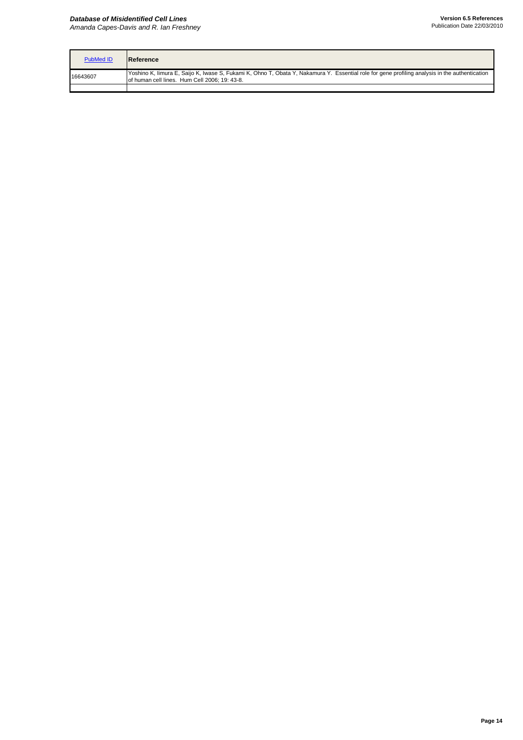| PubMed ID | Reference |
| --- | --- |
| 16643607 | Yoshino K, Iimura E, Saijo K, Iwase S, Fukami K, Ohno T, Obata Y, Nakamura Y. Essential role for gene profiling analysis in the authentication of human cell lines. Hum Cell 2006; 19: 43-8. |
| | |